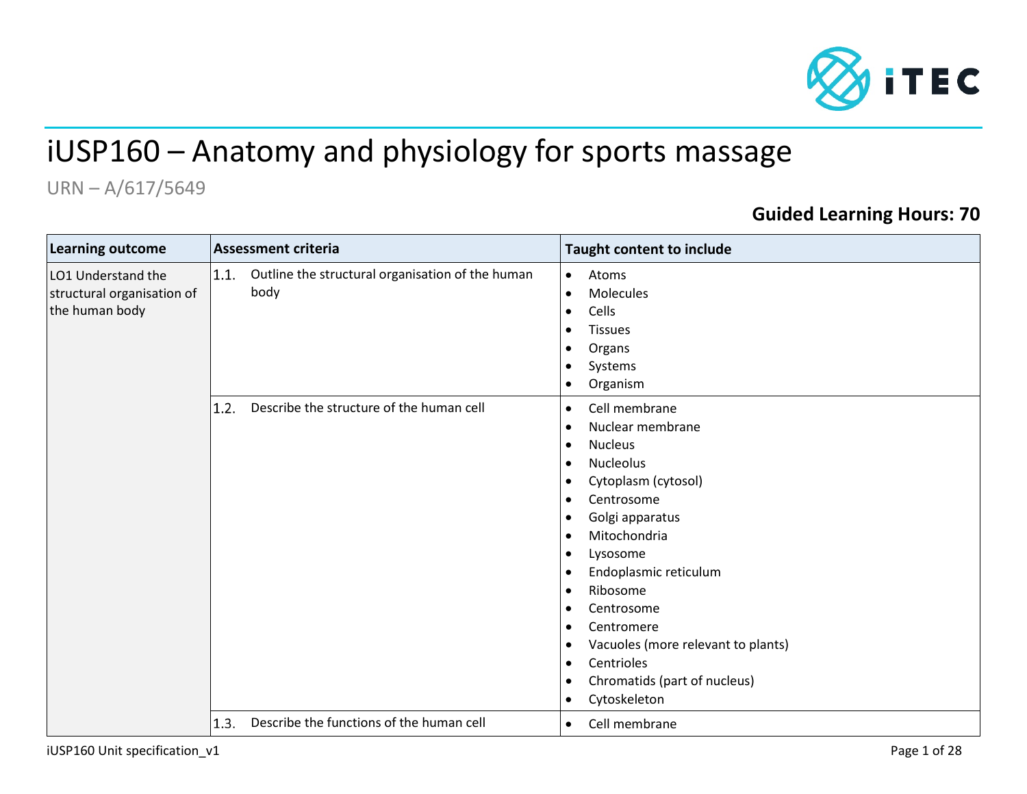# iUSP160 – Anatomy and physiology for sports massage

URN – A/617/5649

**Guided Learning Hours: 70**

| Learning outcome | Assessment criteria | Taught content to include |
|---|---|---|
| LO1 Understand the structural organisation of the human body | 1.1. Outline the structural organisation of the human body | • Atoms<br>• Molecules<br>• Cells<br>• Tissues<br>• Organs<br>• Systems<br>• Organism |
| | 1.2. Describe the structure of the human cell | • Cell membrane<br>• Nuclear membrane<br>• Nucleus<br>• Nucleolus<br>• Cytoplasm (cytosol)<br>• Centrosome<br>• Golgi apparatus<br>• Mitochondria<br>• Lysosome<br>• Endoplasmic reticulum<br>• Ribosome<br>• Centrosome<br>• Centromere<br>• Vacuoles (more relevant to plants)<br>• Centrioles<br>• Chromatids (part of nucleus)<br>• Cytoskeleton |
| | 1.3. Describe the functions of the human cell | • Cell membrane |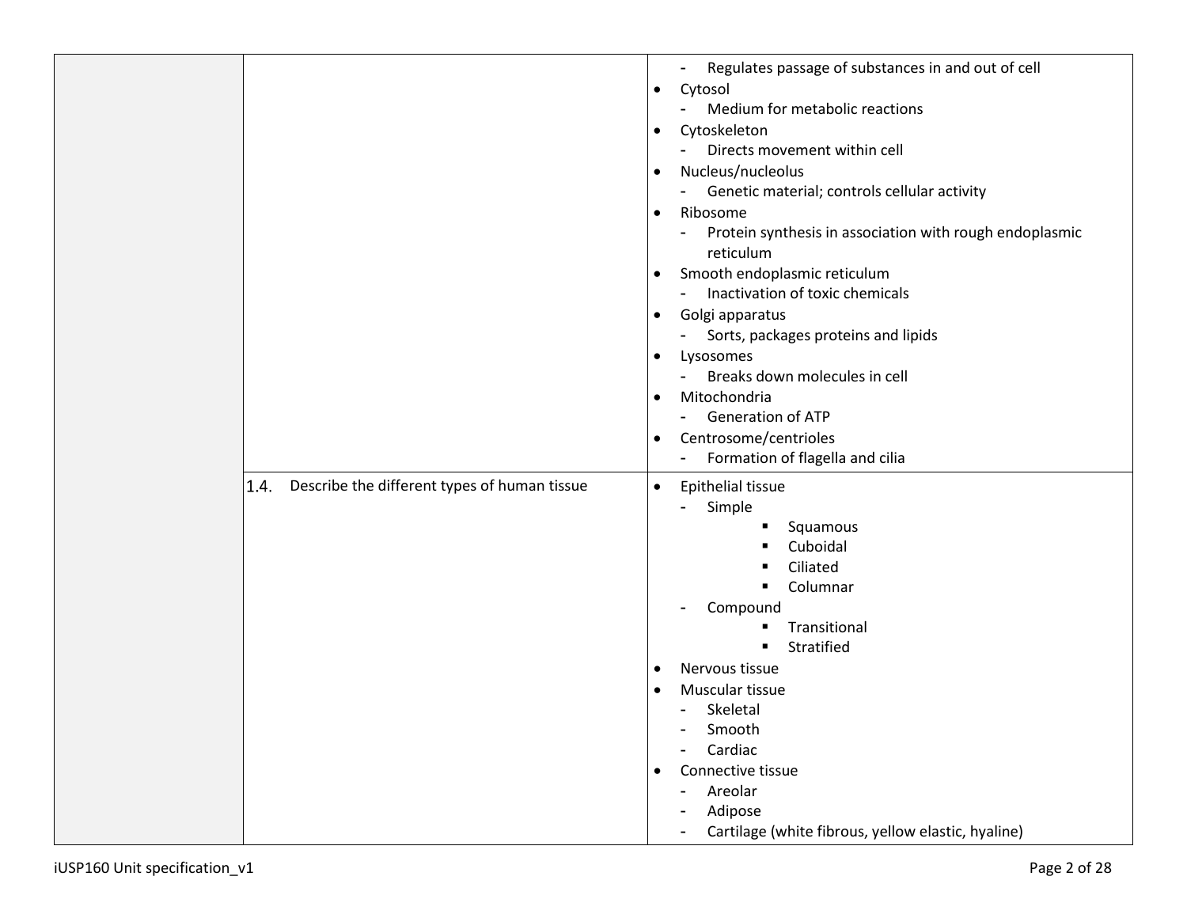| | | |
|---|---|---|
| | | - Regulates passage of substances in and out of cell<br>• Cytosol<br>- Medium for metabolic reactions<br>• Cytoskeleton<br>- Directs movement within cell<br>• Nucleus/nucleolus<br>- Genetic material; controls cellular activity<br>• Ribosome<br>- Protein synthesis in association with rough endoplasmic reticulum<br>• Smooth endoplasmic reticulum<br>- Inactivation of toxic chemicals<br>• Golgi apparatus<br>- Sorts, packages proteins and lipids<br>• Lysosomes<br>- Breaks down molecules in cell<br>• Mitochondria<br>- Generation of ATP<br>• Centrosome/centrioles<br>- Formation of flagella and cilia |
| | 1.4. Describe the different types of human tissue | • Epithelial tissue<br>- Simple<br>▪ Squamous<br>▪ Cuboidal<br>▪ Ciliated<br>▪ Columnar<br>- Compound<br>▪ Transitional<br>▪ Stratified<br>• Nervous tissue<br>• Muscular tissue<br>- Skeletal<br>- Smooth<br>- Cardiac<br>• Connective tissue<br>- Areolar<br>- Adipose<br>- Cartilage (white fibrous, yellow elastic, hyaline) |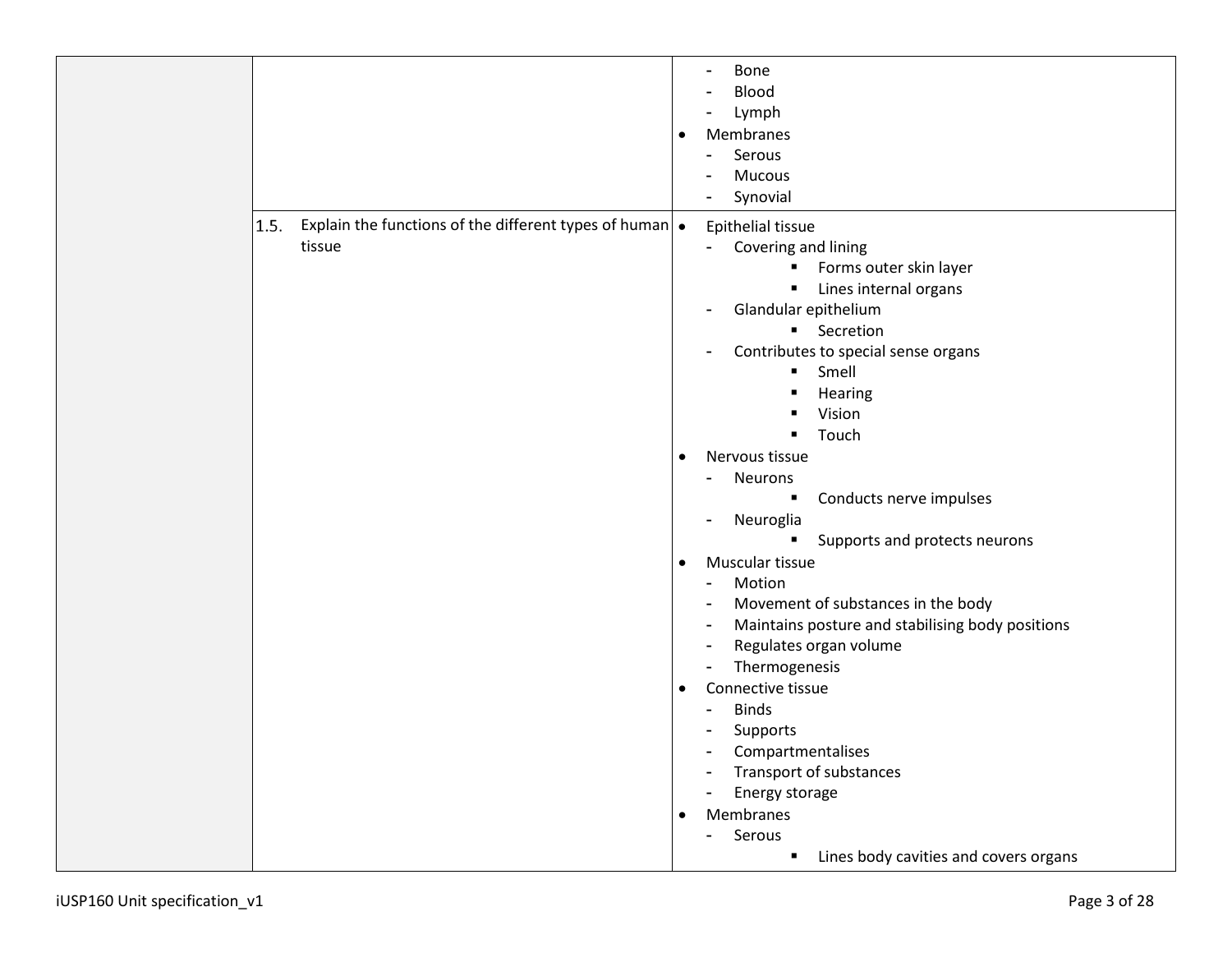| | | |
|---|---|---|
| | | - Bone<br>- Blood<br>- Lymph<br>• Membranes<br>- Serous<br>- Mucous<br>- Synovial |
| | 1.5. Explain the functions of the different types of human tissue | • Epithelial tissue<br>- Covering and lining<br>▪ Forms outer skin layer<br>▪ Lines internal organs<br>- Glandular epithelium<br>▪ Secretion<br>- Contributes to special sense organs<br>▪ Smell<br>▪ Hearing<br>▪ Vision<br>▪ Touch<br>• Nervous tissue<br>- Neurons<br>▪ Conducts nerve impulses<br>- Neuroglia<br>▪ Supports and protects neurons<br>• Muscular tissue<br>- Motion<br>- Movement of substances in the body<br>- Maintains posture and stabilising body positions<br>- Regulates organ volume<br>- Thermogenesis<br>• Connective tissue<br>- Binds<br>- Supports<br>- Compartmentalises<br>- Transport of substances<br>- Energy storage<br>• Membranes<br>- Serous<br>▪ Lines body cavities and covers organs |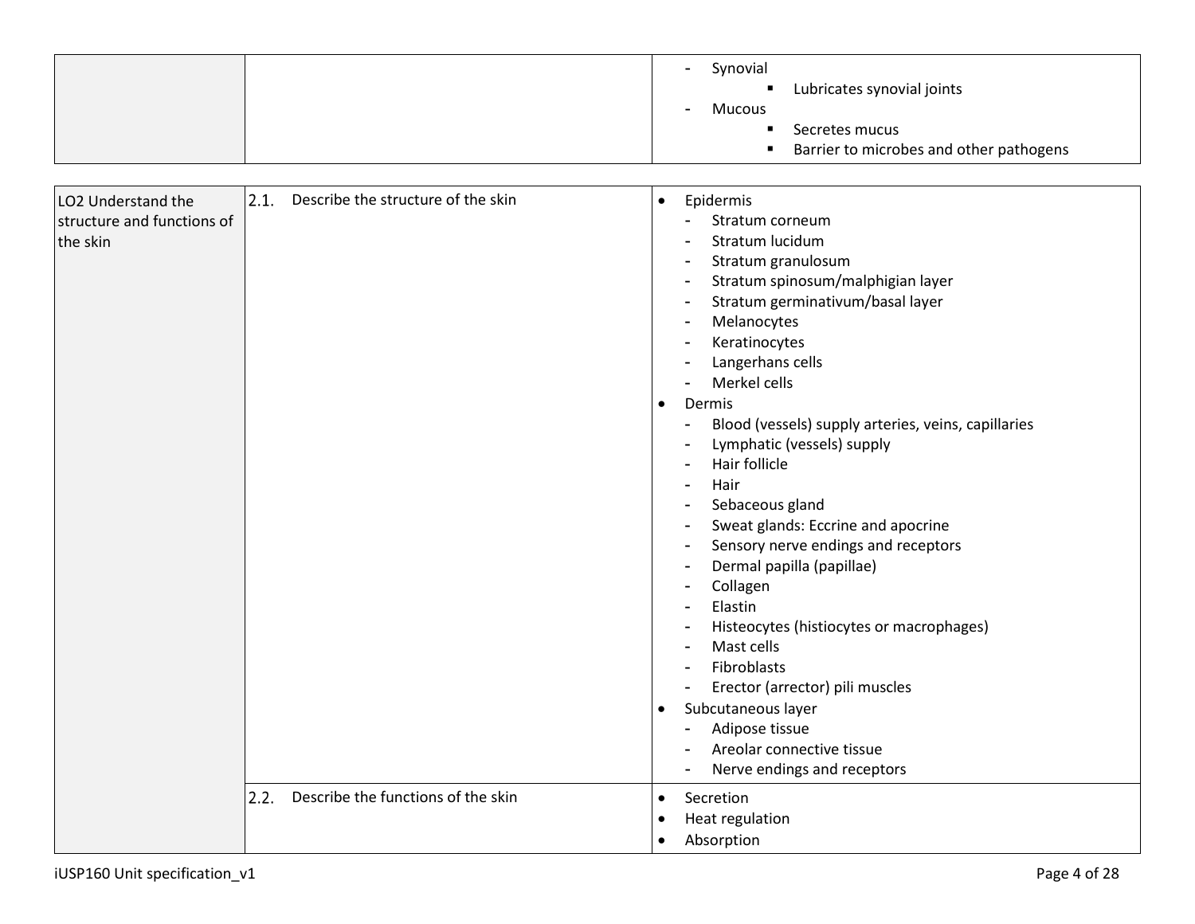| | | |
|---|---|---|
| | | - Synovial<br>&nbsp;&nbsp;&nbsp;&nbsp;▪ Lubricates synovial joints<br>- Mucous<br>&nbsp;&nbsp;&nbsp;&nbsp;▪ Secretes mucus<br>&nbsp;&nbsp;&nbsp;&nbsp;▪ Barrier to microbes and other pathogens |

| | | |
|---|---|---|
| LO2 Understand the structure and functions of the skin | 2.1. Describe the structure of the skin | • Epidermis<br>- Stratum corneum<br>- Stratum lucidum<br>- Stratum granulosum<br>- Stratum spinosum/malphigian layer<br>- Stratum germinativum/basal layer<br>- Melanocytes<br>- Keratinocytes<br>- Langerhans cells<br>- Merkel cells<br>• Dermis<br>- Blood (vessels) supply arteries, veins, capillaries<br>- Lymphatic (vessels) supply<br>- Hair follicle<br>- Hair<br>- Sebaceous gland<br>- Sweat glands: Eccrine and apocrine<br>- Sensory nerve endings and receptors<br>- Dermal papilla (papillae)<br>- Collagen<br>- Elastin<br>- Histeocytes (histiocytes or macrophages)<br>- Mast cells<br>- Fibroblasts<br>- Erector (arrector) pili muscles<br>• Subcutaneous layer<br>- Adipose tissue<br>- Areolar connective tissue<br>- Nerve endings and receptors |
| | 2.2. Describe the functions of the skin | • Secretion<br>• Heat regulation<br>• Absorption |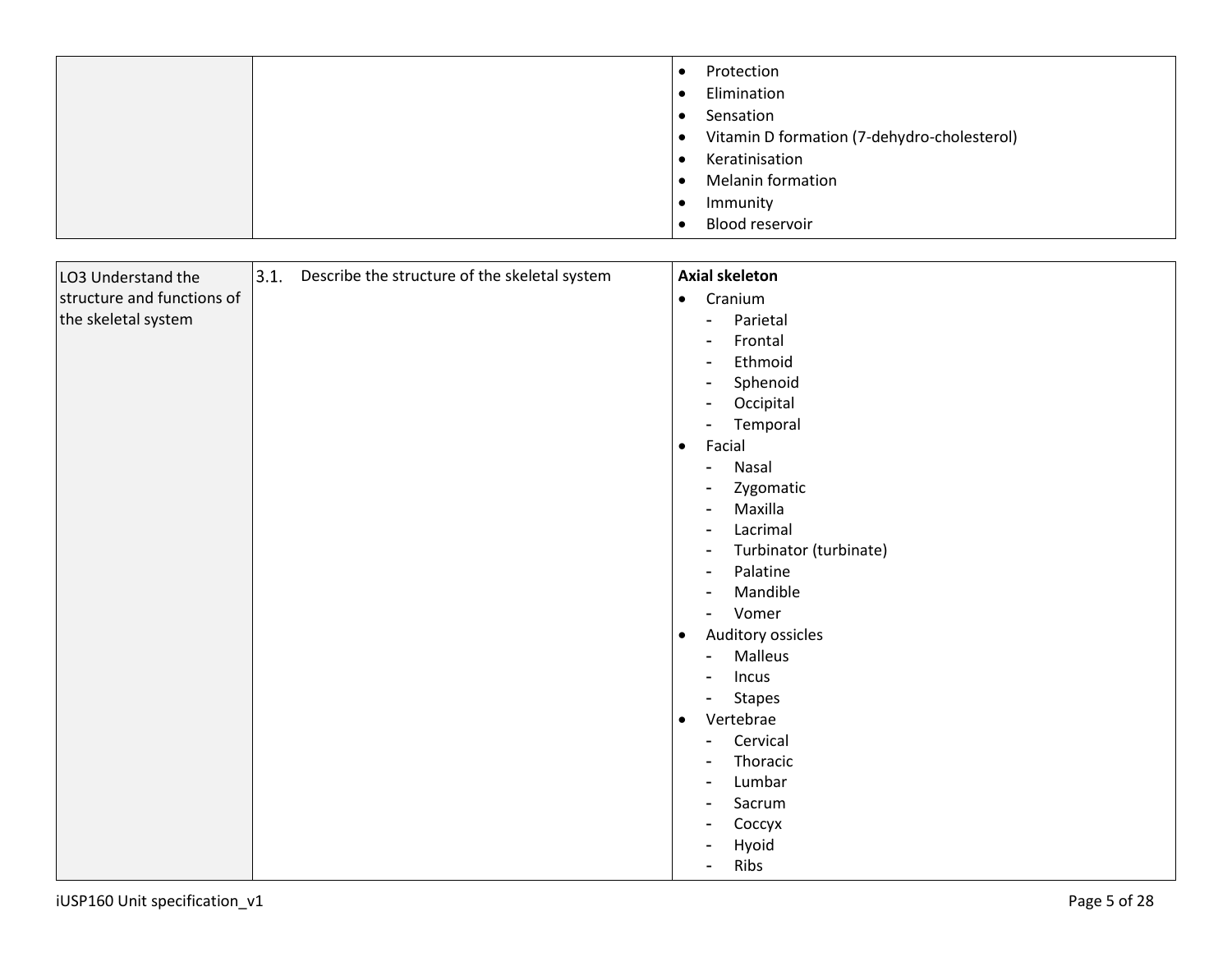| | | |
|---|---|---|
| | | • Protection<br>• Elimination<br>• Sensation<br>• Vitamin D formation (7-dehydro-cholesterol)<br>• Keratinisation<br>• Melanin formation<br>• Immunity<br>• Blood reservoir |

| | | |
|---|---|---|
| LO3 Understand the structure and functions of the skeletal system | 3.1. Describe the structure of the skeletal system | **Axial skeleton**<br>• Cranium<br>  - Parietal<br>  - Frontal<br>  - Ethmoid<br>  - Sphenoid<br>  - Occipital<br>  - Temporal<br>• Facial<br>  - Nasal<br>  - Zygomatic<br>  - Maxilla<br>  - Lacrimal<br>  - Turbinator (turbinate)<br>  - Palatine<br>  - Mandible<br>  - Vomer<br>• Auditory ossicles<br>  - Malleus<br>  - Incus<br>  - Stapes<br>• Vertebrae<br>  - Cervical<br>  - Thoracic<br>  - Lumbar<br>  - Sacrum<br>  - Coccyx<br>  - Hyoid<br>  - Ribs |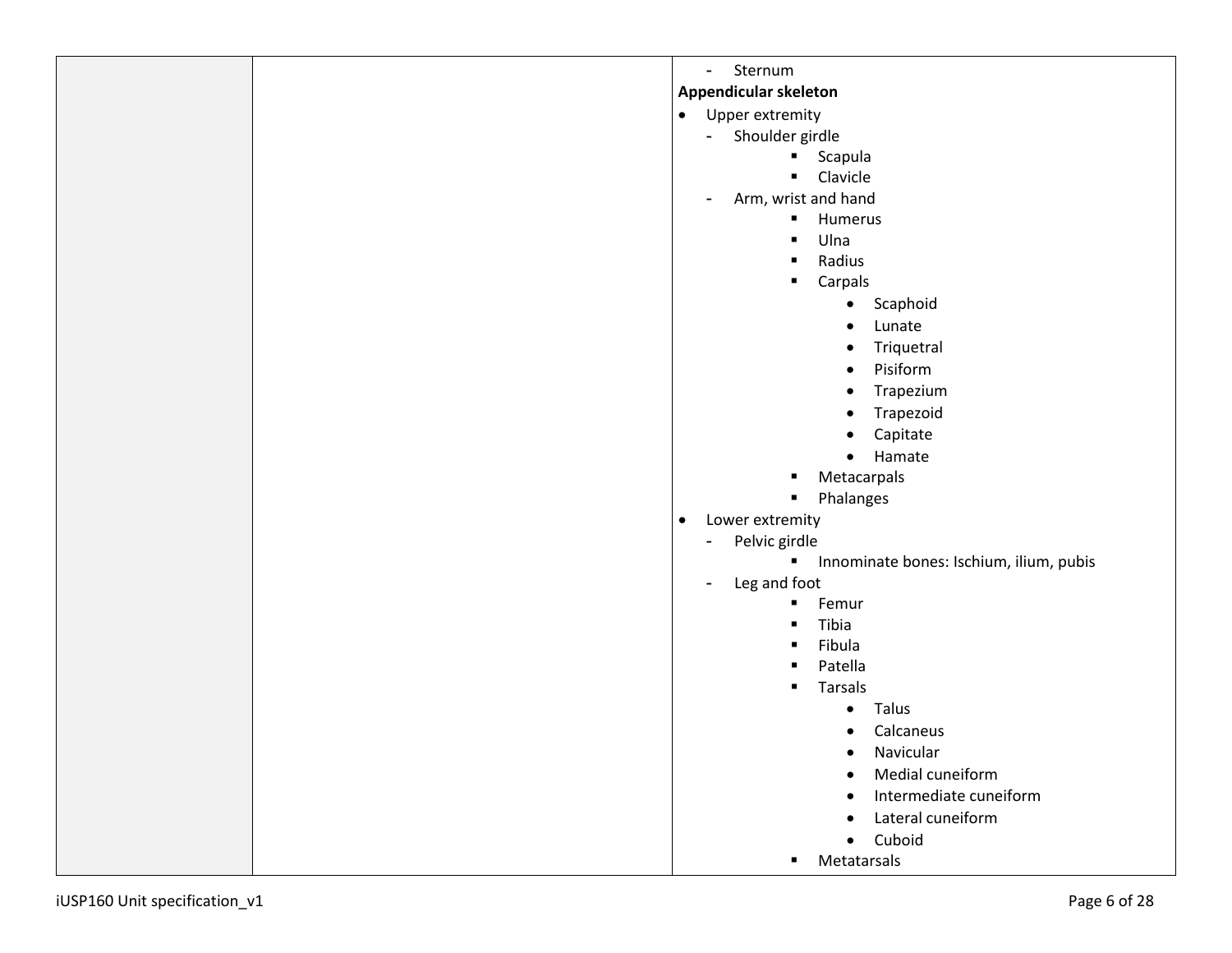| | | - Sternum<br>**Appendicular skeleton**<br>• Upper extremity<br>&nbsp;&nbsp;- Shoulder girdle<br>&nbsp;&nbsp;&nbsp;&nbsp;▪ Scapula<br>&nbsp;&nbsp;&nbsp;&nbsp;▪ Clavicle<br>&nbsp;&nbsp;- Arm, wrist and hand<br>&nbsp;&nbsp;&nbsp;&nbsp;▪ Humerus<br>&nbsp;&nbsp;&nbsp;&nbsp;▪ Ulna<br>&nbsp;&nbsp;&nbsp;&nbsp;▪ Radius<br>&nbsp;&nbsp;&nbsp;&nbsp;▪ Carpals<br>&nbsp;&nbsp;&nbsp;&nbsp;&nbsp;&nbsp;• Scaphoid<br>&nbsp;&nbsp;&nbsp;&nbsp;&nbsp;&nbsp;• Lunate<br>&nbsp;&nbsp;&nbsp;&nbsp;&nbsp;&nbsp;• Triquetral<br>&nbsp;&nbsp;&nbsp;&nbsp;&nbsp;&nbsp;• Pisiform<br>&nbsp;&nbsp;&nbsp;&nbsp;&nbsp;&nbsp;• Trapezium<br>&nbsp;&nbsp;&nbsp;&nbsp;&nbsp;&nbsp;• Trapezoid<br>&nbsp;&nbsp;&nbsp;&nbsp;&nbsp;&nbsp;• Capitate<br>&nbsp;&nbsp;&nbsp;&nbsp;&nbsp;&nbsp;• Hamate<br>&nbsp;&nbsp;&nbsp;&nbsp;▪ Metacarpals<br>&nbsp;&nbsp;&nbsp;&nbsp;▪ Phalanges<br>• Lower extremity<br>&nbsp;&nbsp;- Pelvic girdle<br>&nbsp;&nbsp;&nbsp;&nbsp;▪ Innominate bones: Ischium, ilium, pubis<br>&nbsp;&nbsp;- Leg and foot<br>&nbsp;&nbsp;&nbsp;&nbsp;▪ Femur<br>&nbsp;&nbsp;&nbsp;&nbsp;▪ Tibia<br>&nbsp;&nbsp;&nbsp;&nbsp;▪ Fibula<br>&nbsp;&nbsp;&nbsp;&nbsp;▪ Patella<br>&nbsp;&nbsp;&nbsp;&nbsp;▪ Tarsals<br>&nbsp;&nbsp;&nbsp;&nbsp;&nbsp;&nbsp;• Talus<br>&nbsp;&nbsp;&nbsp;&nbsp;&nbsp;&nbsp;• Calcaneus<br>&nbsp;&nbsp;&nbsp;&nbsp;&nbsp;&nbsp;• Navicular<br>&nbsp;&nbsp;&nbsp;&nbsp;&nbsp;&nbsp;• Medial cuneiform<br>&nbsp;&nbsp;&nbsp;&nbsp;&nbsp;&nbsp;• Intermediate cuneiform<br>&nbsp;&nbsp;&nbsp;&nbsp;&nbsp;&nbsp;• Lateral cuneiform<br>&nbsp;&nbsp;&nbsp;&nbsp;&nbsp;&nbsp;• Cuboid<br>&nbsp;&nbsp;&nbsp;&nbsp;▪ Metatarsals |
|---|---|---|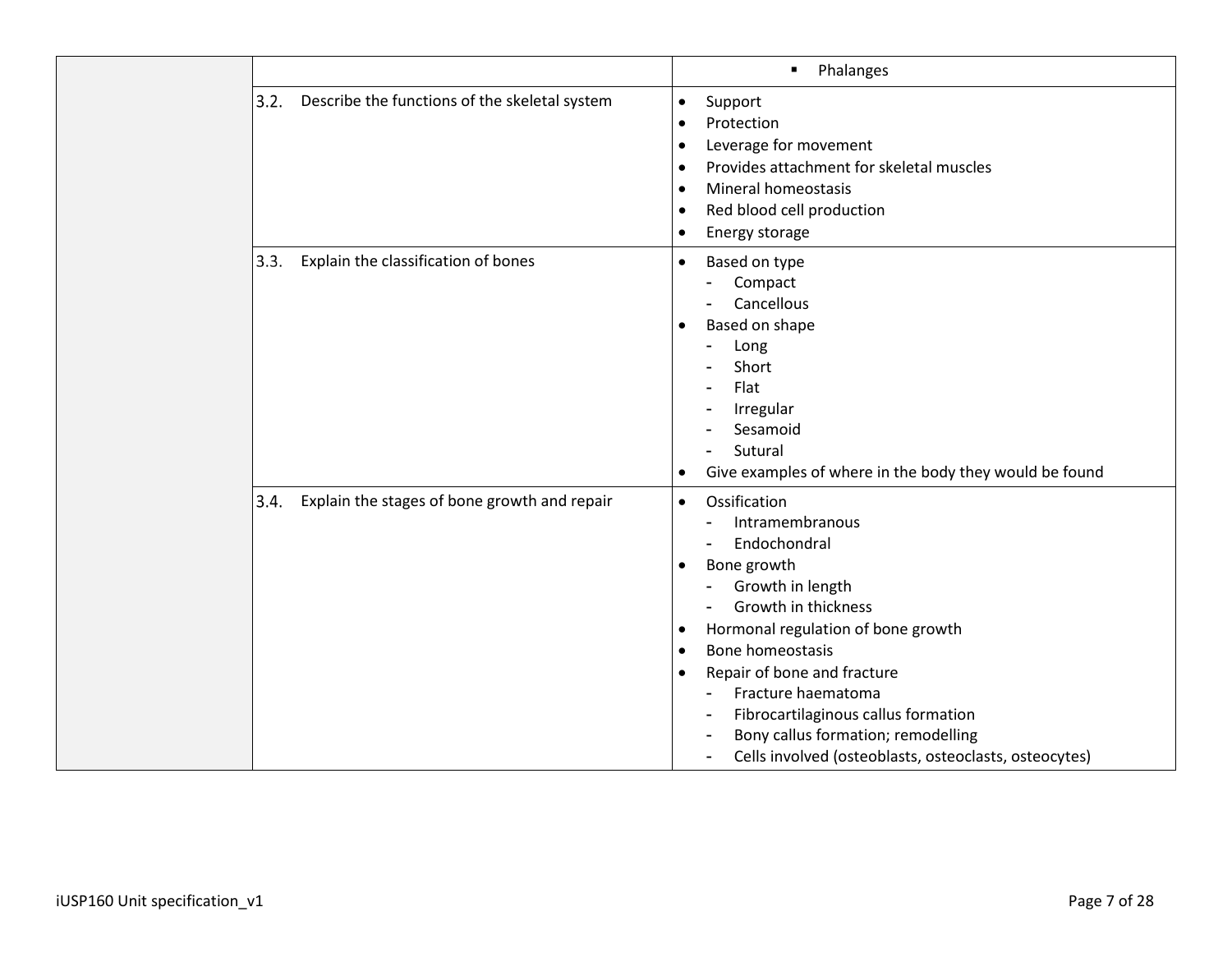| | | |
|---|---|---|
| | | ▪ Phalanges |
| | 3.2. Describe the functions of the skeletal system | • Support<br>• Protection<br>• Leverage for movement<br>• Provides attachment for skeletal muscles<br>• Mineral homeostasis<br>• Red blood cell production<br>• Energy storage |
| | 3.3. Explain the classification of bones | • Based on type<br>  - Compact<br>  - Cancellous<br>• Based on shape<br>  - Long<br>  - Short<br>  - Flat<br>  - Irregular<br>  - Sesamoid<br>  - Sutural<br>• Give examples of where in the body they would be found |
| | 3.4. Explain the stages of bone growth and repair | • Ossification<br>  - Intramembranous<br>  - Endochondral<br>• Bone growth<br>  - Growth in length<br>  - Growth in thickness<br>• Hormonal regulation of bone growth<br>• Bone homeostasis<br>• Repair of bone and fracture<br>  - Fracture haematoma<br>  - Fibrocartilaginous callus formation<br>  - Bony callus formation; remodelling<br>  - Cells involved (osteoblasts, osteoclasts, osteocytes) |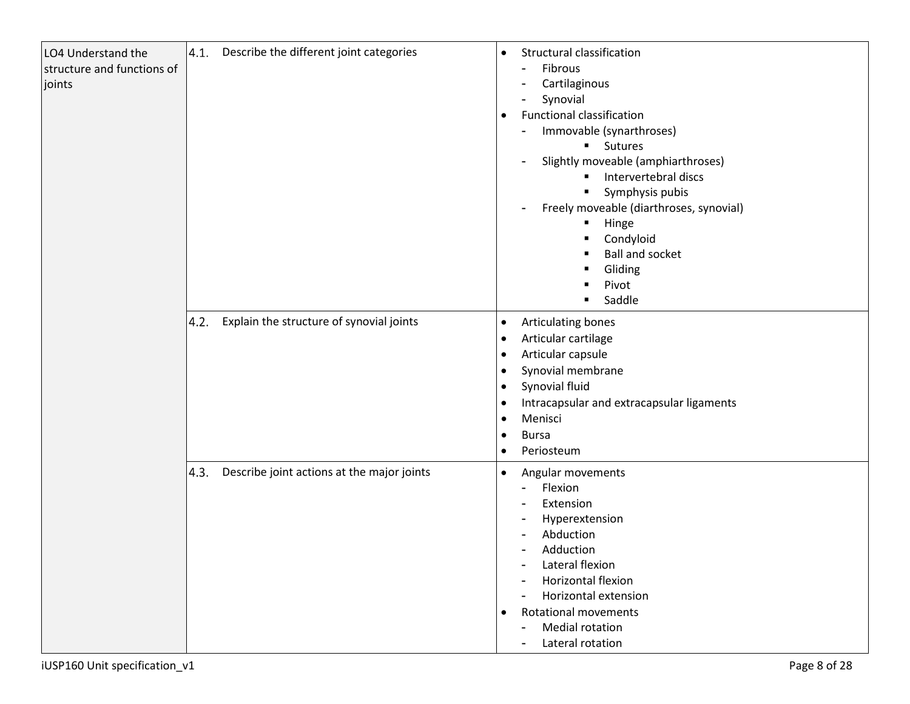| | | |
|---|---|---|
| LO4 Understand the structure and functions of joints | 4.1. Describe the different joint categories | • Structural classification<br>- Fibrous<br>- Cartilaginous<br>- Synovial<br>• Functional classification<br>- Immovable (synarthroses)<br>▪ Sutures<br>- Slightly moveable (amphiarthroses)<br>▪ Intervertebral discs<br>▪ Symphysis pubis<br>- Freely moveable (diarthroses, synovial)<br>▪ Hinge<br>▪ Condyloid<br>▪ Ball and socket<br>▪ Gliding<br>▪ Pivot<br>▪ Saddle |
| | 4.2. Explain the structure of synovial joints | • Articulating bones<br>• Articular cartilage<br>• Articular capsule<br>• Synovial membrane<br>• Synovial fluid<br>• Intracapsular and extracapsular ligaments<br>• Menisci<br>• Bursa<br>• Periosteum |
| | 4.3. Describe joint actions at the major joints | • Angular movements<br>- Flexion<br>- Extension<br>- Hyperextension<br>- Abduction<br>- Adduction<br>- Lateral flexion<br>- Horizontal flexion<br>- Horizontal extension<br>• Rotational movements<br>- Medial rotation<br>- Lateral rotation |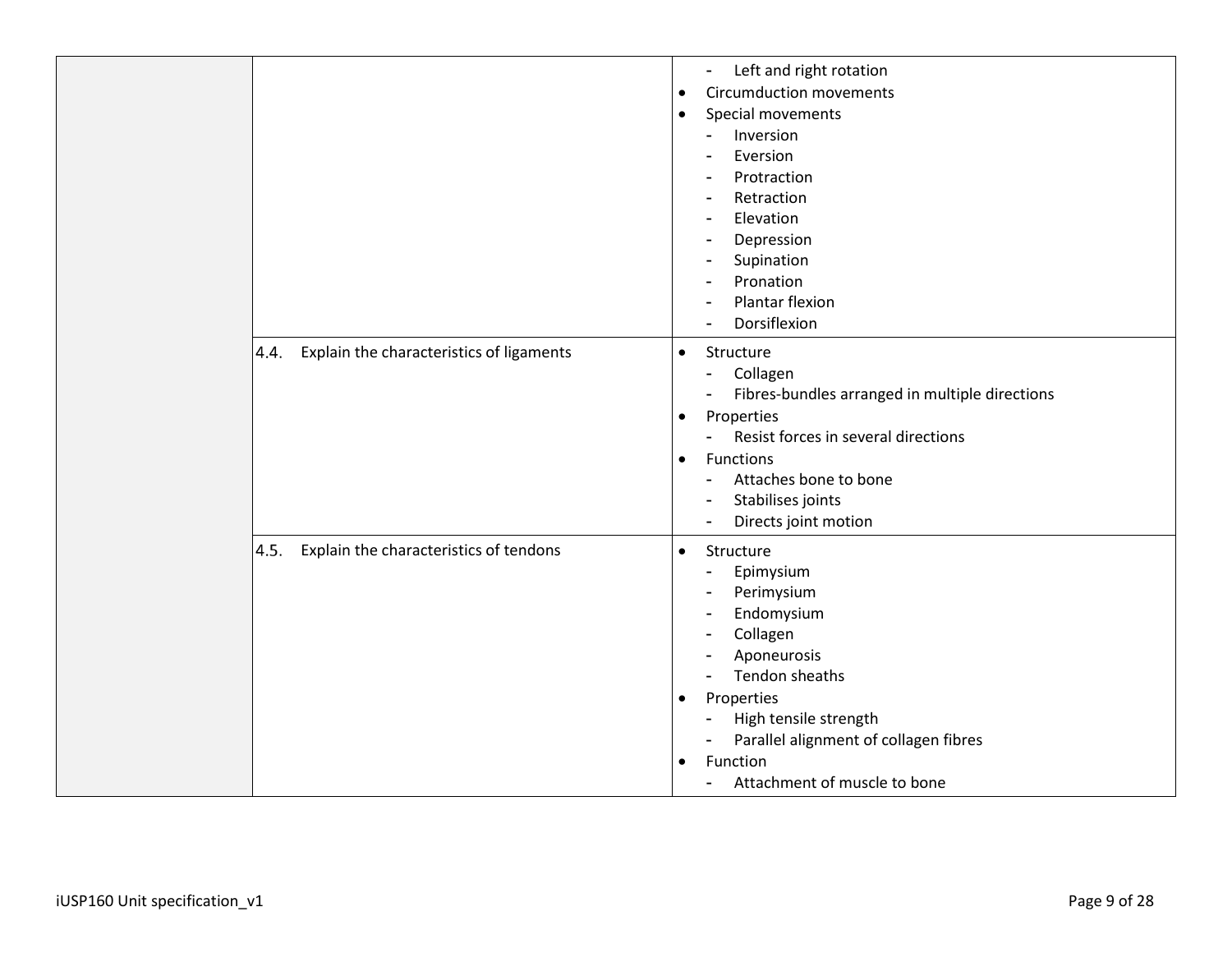| | | |
|---|---|---|
| | | - Left and right rotation<br>• Circumduction movements<br>• Special movements<br>- Inversion<br>- Eversion<br>- Protraction<br>- Retraction<br>- Elevation<br>- Depression<br>- Supination<br>- Pronation<br>- Plantar flexion<br>- Dorsiflexion |
| | 4.4. Explain the characteristics of ligaments | • Structure<br>- Collagen<br>- Fibres-bundles arranged in multiple directions<br>• Properties<br>- Resist forces in several directions<br>• Functions<br>- Attaches bone to bone<br>- Stabilises joints<br>- Directs joint motion |
| | 4.5. Explain the characteristics of tendons | • Structure<br>- Epimysium<br>- Perimysium<br>- Endomysium<br>- Collagen<br>- Aponeurosis<br>- Tendon sheaths<br>• Properties<br>- High tensile strength<br>- Parallel alignment of collagen fibres<br>• Function<br>- Attachment of muscle to bone |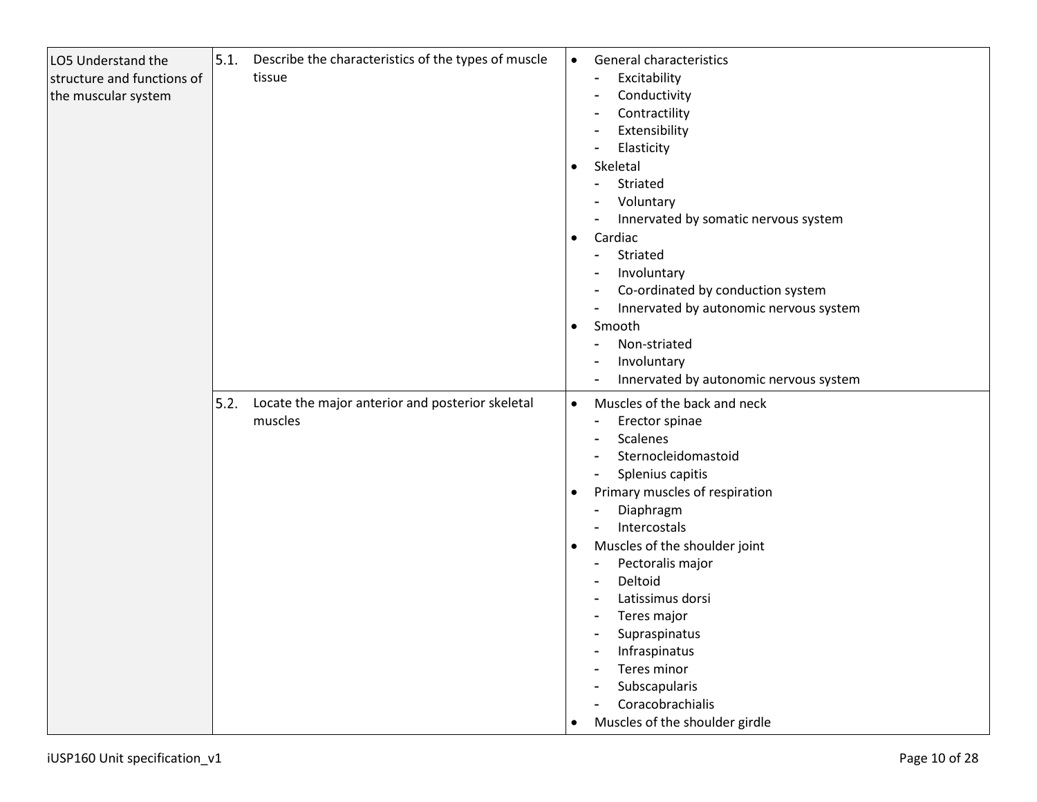| | | |
|---|---|---|
| LO5 Understand the structure and functions of the muscular system | 5.1. Describe the characteristics of the types of muscle tissue | • General characteristics<br>- Excitability<br>- Conductivity<br>- Contractility<br>- Extensibility<br>- Elasticity<br>• Skeletal<br>- Striated<br>- Voluntary<br>- Innervated by somatic nervous system<br>• Cardiac<br>- Striated<br>- Involuntary<br>- Co-ordinated by conduction system<br>- Innervated by autonomic nervous system<br>• Smooth<br>- Non-striated<br>- Involuntary<br>- Innervated by autonomic nervous system |
| | 5.2. Locate the major anterior and posterior skeletal muscles | • Muscles of the back and neck<br>- Erector spinae<br>- Scalenes<br>- Sternocleidomastoid<br>- Splenius capitis<br>• Primary muscles of respiration<br>- Diaphragm<br>- Intercostals<br>• Muscles of the shoulder joint<br>- Pectoralis major<br>- Deltoid<br>- Latissimus dorsi<br>- Teres major<br>- Supraspinatus<br>- Infraspinatus<br>- Teres minor<br>- Subscapularis<br>- Coracobrachialis<br>• Muscles of the shoulder girdle |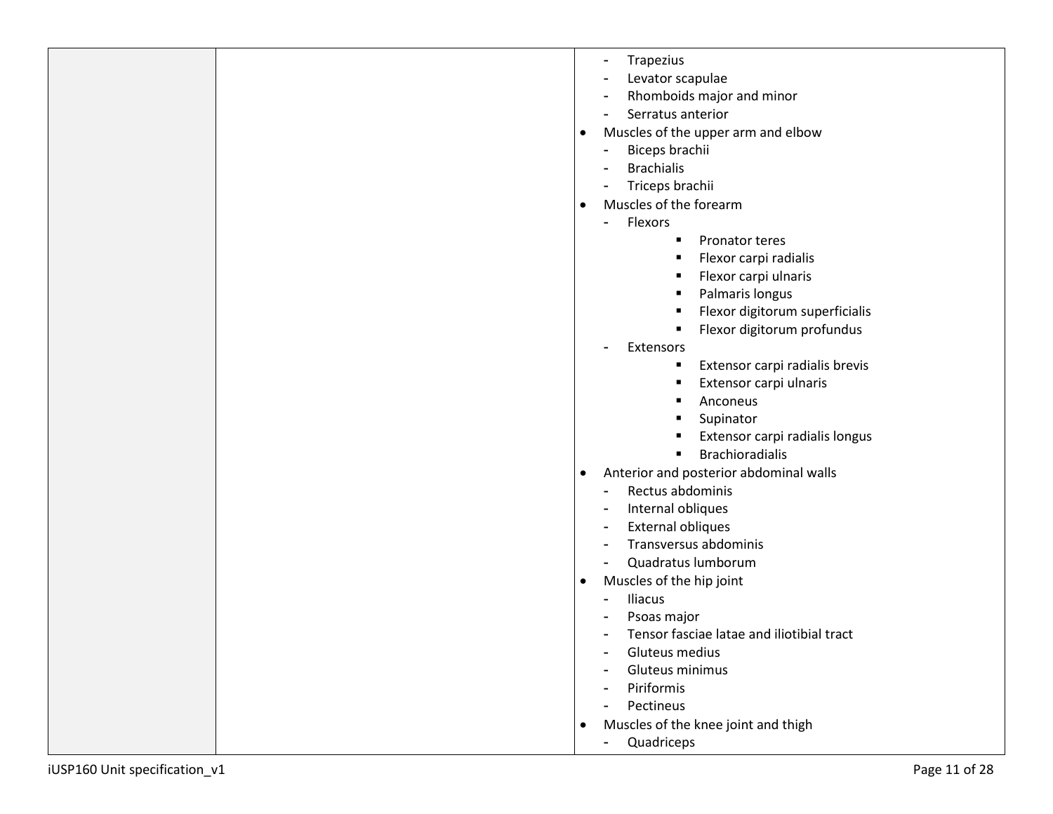| | | - Trapezius<br>- Levator scapulae<br>- Rhomboids major and minor<br>- Serratus anterior<br>• Muscles of the upper arm and elbow<br>- Biceps brachii<br>- Brachialis<br>- Triceps brachii<br>• Muscles of the forearm<br>- Flexors<br>▪ Pronator teres<br>▪ Flexor carpi radialis<br>▪ Flexor carpi ulnaris<br>▪ Palmaris longus<br>▪ Flexor digitorum superficialis<br>▪ Flexor digitorum profundus<br>- Extensors<br>▪ Extensor carpi radialis brevis<br>▪ Extensor carpi ulnaris<br>▪ Anconeus<br>▪ Supinator<br>▪ Extensor carpi radialis longus<br>▪ Brachioradialis<br>• Anterior and posterior abdominal walls<br>- Rectus abdominis<br>- Internal obliques<br>- External obliques<br>- Transversus abdominis<br>- Quadratus lumborum<br>• Muscles of the hip joint<br>- Iliacus<br>- Psoas major<br>- Tensor fasciae latae and iliotibial tract<br>- Gluteus medius<br>- Gluteus minimus<br>- Piriformis<br>- Pectineus<br>• Muscles of the knee joint and thigh<br>- Quadriceps |
|---|---|---|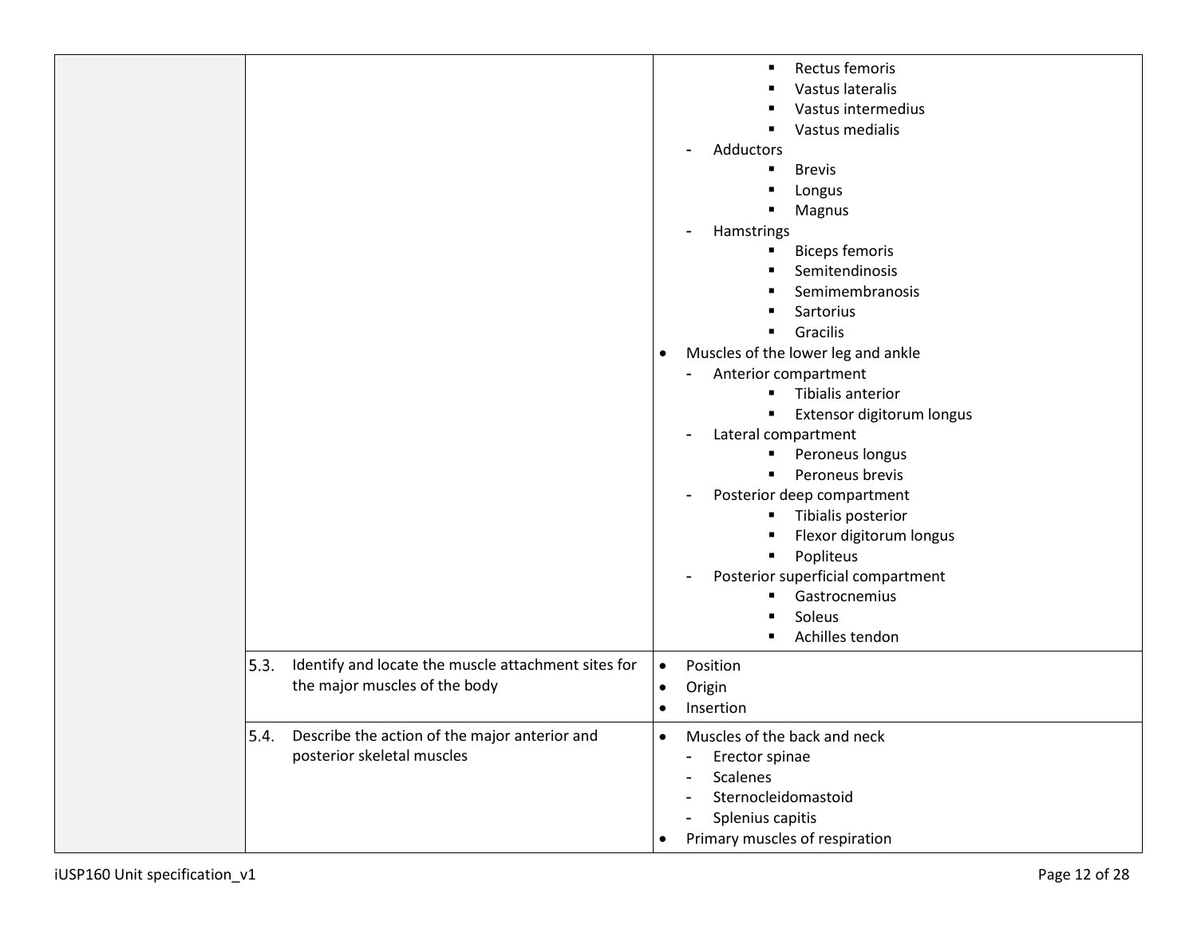| | | |
|---|---|---|
| | | ▪ Rectus femoris<br>▪ Vastus lateralis<br>▪ Vastus intermedius<br>▪ Vastus medialis<br>- Adductors<br>▪ Brevis<br>▪ Longus<br>▪ Magnus<br>- Hamstrings<br>▪ Biceps femoris<br>▪ Semitendinosis<br>▪ Semimembranosis<br>▪ Sartorius<br>▪ Gracilis<br>• Muscles of the lower leg and ankle<br>- Anterior compartment<br>▪ Tibialis anterior<br>▪ Extensor digitorum longus<br>- Lateral compartment<br>▪ Peroneus longus<br>▪ Peroneus brevis<br>- Posterior deep compartment<br>▪ Tibialis posterior<br>▪ Flexor digitorum longus<br>▪ Popliteus<br>- Posterior superficial compartment<br>▪ Gastrocnemius<br>▪ Soleus<br>▪ Achilles tendon |
| | 5.3. Identify and locate the muscle attachment sites for the major muscles of the body | • Position<br>• Origin<br>• Insertion |
| | 5.4. Describe the action of the major anterior and posterior skeletal muscles | • Muscles of the back and neck<br>- Erector spinae<br>- Scalenes<br>- Sternocleidomastoid<br>- Splenius capitis<br>• Primary muscles of respiration |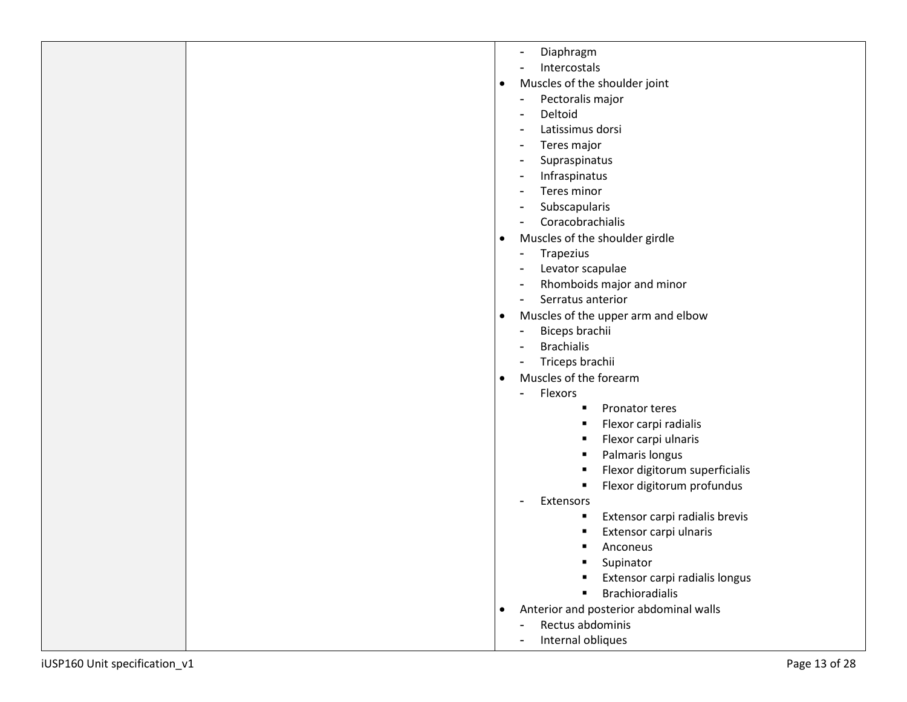| | | - Diaphragm<br>- Intercostals<br>• Muscles of the shoulder joint<br>- Pectoralis major<br>- Deltoid<br>- Latissimus dorsi<br>- Teres major<br>- Supraspinatus<br>- Infraspinatus<br>- Teres minor<br>- Subscapularis<br>- Coracobrachialis<br>• Muscles of the shoulder girdle<br>- Trapezius<br>- Levator scapulae<br>- Rhomboids major and minor<br>- Serratus anterior<br>• Muscles of the upper arm and elbow<br>- Biceps brachii<br>- Brachialis<br>- Triceps brachii<br>• Muscles of the forearm<br>- Flexors<br>▪ Pronator teres<br>▪ Flexor carpi radialis<br>▪ Flexor carpi ulnaris<br>▪ Palmaris longus<br>▪ Flexor digitorum superficialis<br>▪ Flexor digitorum profundus<br>- Extensors<br>▪ Extensor carpi radialis brevis<br>▪ Extensor carpi ulnaris<br>▪ Anconeus<br>▪ Supinator<br>▪ Extensor carpi radialis longus<br>▪ Brachioradialis<br>• Anterior and posterior abdominal walls<br>- Rectus abdominis<br>- Internal obliques |
|---|---|---|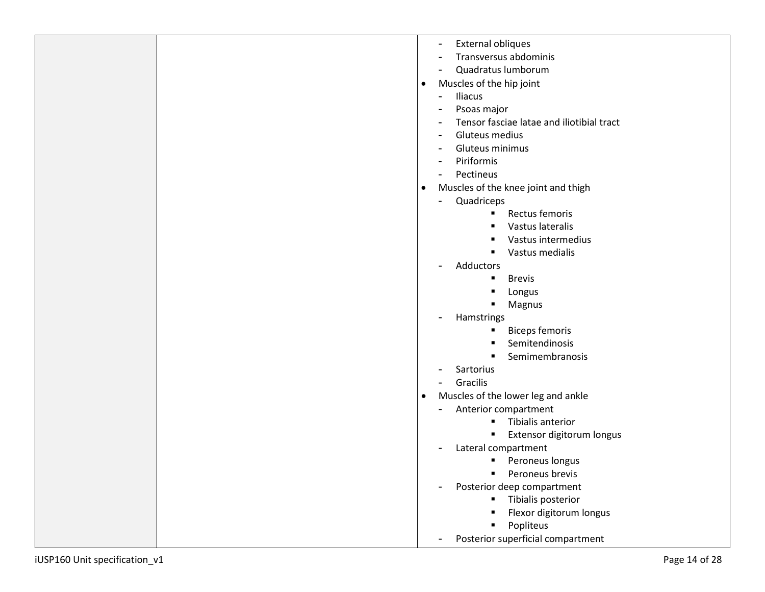| | | - External obliques<br>- Transversus abdominis<br>- Quadratus lumborum<br>• Muscles of the hip joint<br>- Iliacus<br>- Psoas major<br>- Tensor fasciae latae and iliotibial tract<br>- Gluteus medius<br>- Gluteus minimus<br>- Piriformis<br>- Pectineus<br>• Muscles of the knee joint and thigh<br>- Quadriceps<br>▪ Rectus femoris<br>▪ Vastus lateralis<br>▪ Vastus intermedius<br>▪ Vastus medialis<br>- Adductors<br>▪ Brevis<br>▪ Longus<br>▪ Magnus<br>- Hamstrings<br>▪ Biceps femoris<br>▪ Semitendinosis<br>▪ Semimembranosis<br>- Sartorius<br>- Gracilis<br>• Muscles of the lower leg and ankle<br>- Anterior compartment<br>▪ Tibialis anterior<br>▪ Extensor digitorum longus<br>- Lateral compartment<br>▪ Peroneus longus<br>▪ Peroneus brevis<br>- Posterior deep compartment<br>▪ Tibialis posterior<br>▪ Flexor digitorum longus<br>▪ Popliteus<br>- Posterior superficial compartment |
|---|---|---|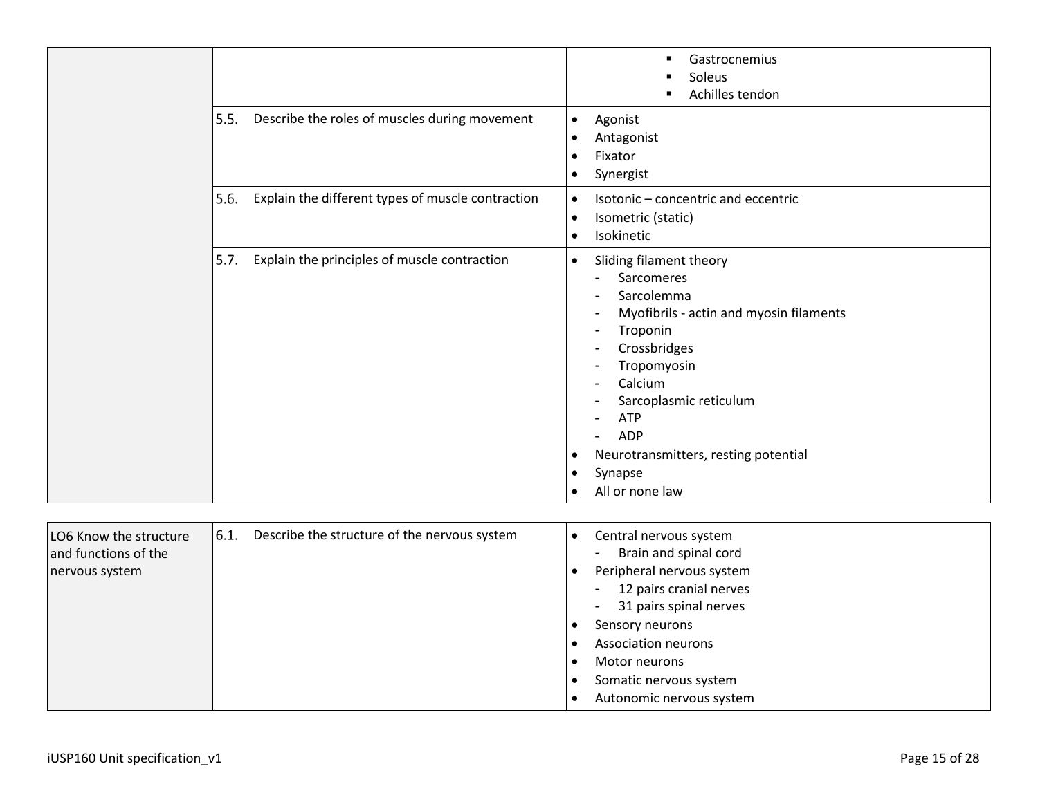| | | |
|---|---|---|
| | | ▪ Gastrocnemius<br>▪ Soleus<br>▪ Achilles tendon |
| | 5.5. Describe the roles of muscles during movement | • Agonist<br>• Antagonist<br>• Fixator<br>• Synergist |
| | 5.6. Explain the different types of muscle contraction | • Isotonic – concentric and eccentric<br>• Isometric (static)<br>• Isokinetic |
| | 5.7. Explain the principles of muscle contraction | • Sliding filament theory<br>- Sarcomeres<br>- Sarcolemma<br>- Myofibrils - actin and myosin filaments<br>- Troponin<br>- Crossbridges<br>- Tropomyosin<br>- Calcium<br>- Sarcoplasmic reticulum<br>- ATP<br>- ADP<br>• Neurotransmitters, resting potential<br>• Synapse<br>• All or none law |

| | | |
|---|---|---|
| LO6 Know the structure and functions of the nervous system | 6.1. Describe the structure of the nervous system | • Central nervous system<br>- Brain and spinal cord<br>• Peripheral nervous system<br>- 12 pairs cranial nerves<br>- 31 pairs spinal nerves<br>• Sensory neurons<br>• Association neurons<br>• Motor neurons<br>• Somatic nervous system<br>• Autonomic nervous system |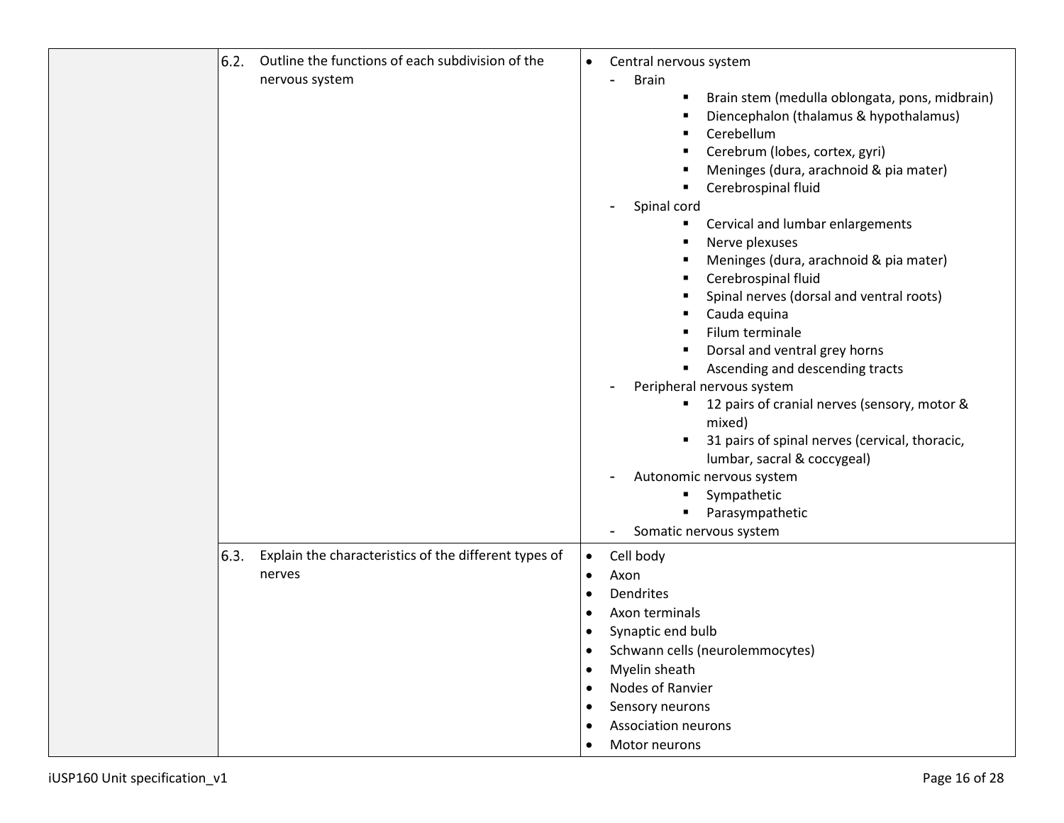| | | |
|---|---|---|
| | 6.2. Outline the functions of each subdivision of the nervous system | • Central nervous system<br>- Brain<br>▪ Brain stem (medulla oblongata, pons, midbrain)<br>▪ Diencephalon (thalamus & hypothalamus)<br>▪ Cerebellum<br>▪ Cerebrum (lobes, cortex, gyri)<br>▪ Meninges (dura, arachnoid & pia mater)<br>▪ Cerebrospinal fluid<br>- Spinal cord<br>▪ Cervical and lumbar enlargements<br>▪ Nerve plexuses<br>▪ Meninges (dura, arachnoid & pia mater)<br>▪ Cerebrospinal fluid<br>▪ Spinal nerves (dorsal and ventral roots)<br>▪ Cauda equina<br>▪ Filum terminale<br>▪ Dorsal and ventral grey horns<br>▪ Ascending and descending tracts<br>- Peripheral nervous system<br>▪ 12 pairs of cranial nerves (sensory, motor & mixed)<br>▪ 31 pairs of spinal nerves (cervical, thoracic, lumbar, sacral & coccygeal)<br>- Autonomic nervous system<br>▪ Sympathetic<br>▪ Parasympathetic<br>- Somatic nervous system |
| | 6.3. Explain the characteristics of the different types of nerves | • Cell body<br>• Axon<br>• Dendrites<br>• Axon terminals<br>• Synaptic end bulb<br>• Schwann cells (neurolemmocytes)<br>• Myelin sheath<br>• Nodes of Ranvier<br>• Sensory neurons<br>• Association neurons<br>• Motor neurons |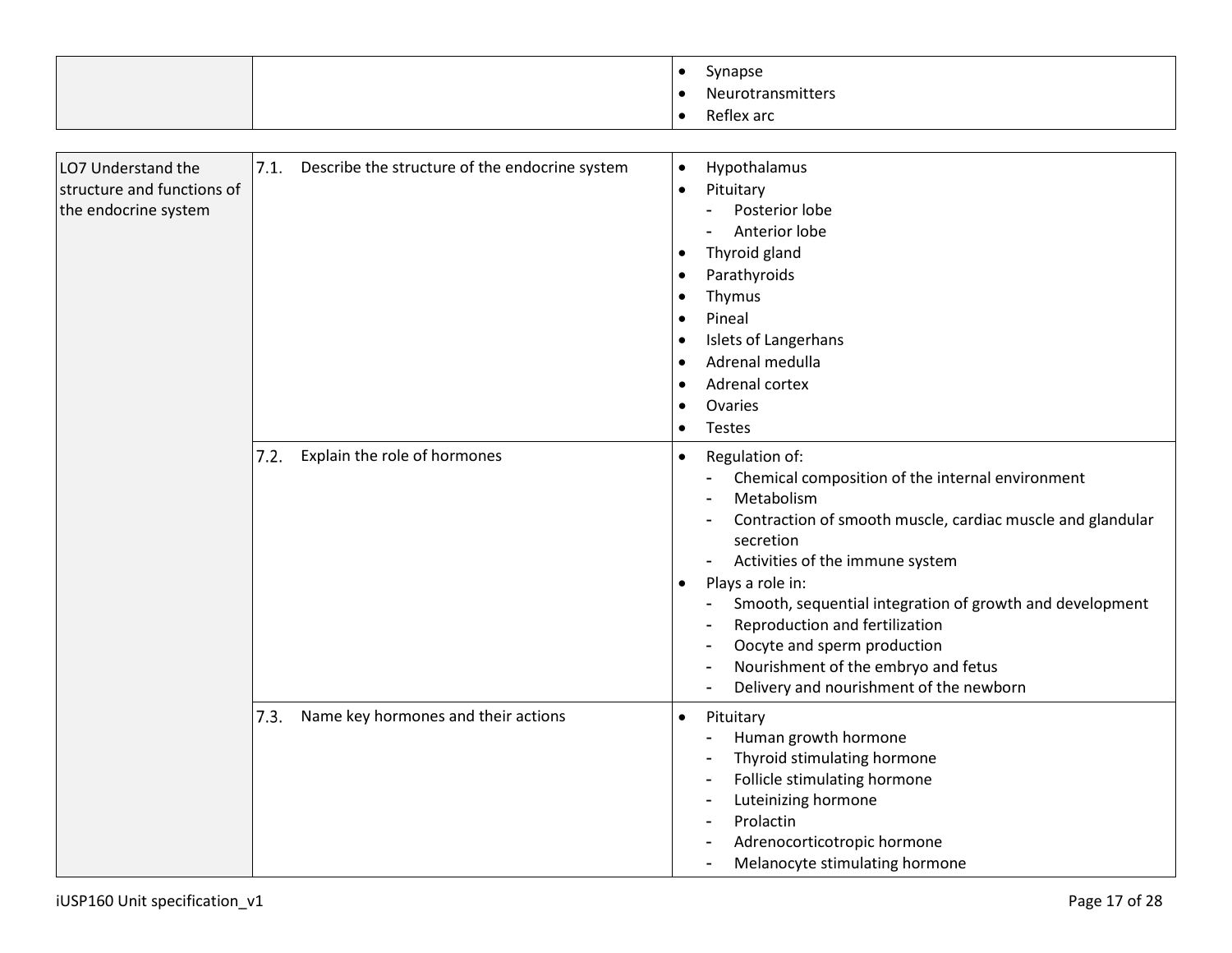| | | |
|---|---|---|
| | | • Synapse<br>• Neurotransmitters<br>• Reflex arc |

| | | |
|---|---|---|
| LO7 Understand the structure and functions of the endocrine system | 7.1. Describe the structure of the endocrine system | • Hypothalamus<br>• Pituitary<br>  - Posterior lobe<br>  - Anterior lobe<br>• Thyroid gland<br>• Parathyroids<br>• Thymus<br>• Pineal<br>• Islets of Langerhans<br>• Adrenal medulla<br>• Adrenal cortex<br>• Ovaries<br>• Testes |
| | 7.2. Explain the role of hormones | • Regulation of:<br>  - Chemical composition of the internal environment<br>  - Metabolism<br>  - Contraction of smooth muscle, cardiac muscle and glandular secretion<br>  - Activities of the immune system<br>• Plays a role in:<br>  - Smooth, sequential integration of growth and development<br>  - Reproduction and fertilization<br>  - Oocyte and sperm production<br>  - Nourishment of the embryo and fetus<br>  - Delivery and nourishment of the newborn |
| | 7.3. Name key hormones and their actions | • Pituitary<br>  - Human growth hormone<br>  - Thyroid stimulating hormone<br>  - Follicle stimulating hormone<br>  - Luteinizing hormone<br>  - Prolactin<br>  - Adrenocorticotropic hormone<br>  - Melanocyte stimulating hormone |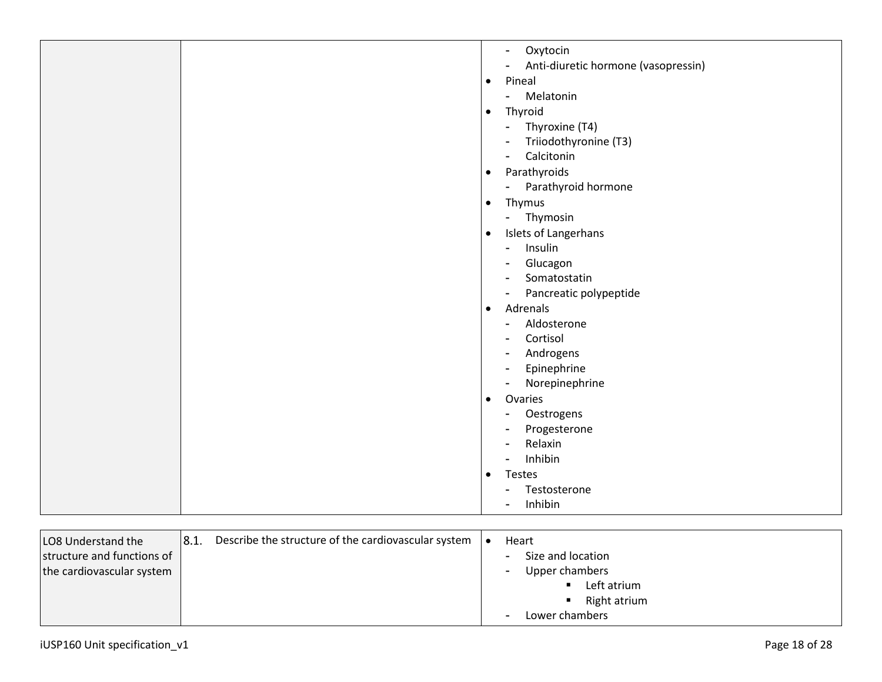| | | |
|---|---|---|
| | | - Oxytocin<br>- Anti-diuretic hormone (vasopressin)<br>• Pineal<br>- Melatonin<br>• Thyroid<br>- Thyroxine (T4)<br>- Triiodothyronine (T3)<br>- Calcitonin<br>• Parathyroids<br>- Parathyroid hormone<br>• Thymus<br>- Thymosin<br>• Islets of Langerhans<br>- Insulin<br>- Glucagon<br>- Somatostatin<br>- Pancreatic polypeptide<br>• Adrenals<br>- Aldosterone<br>- Cortisol<br>- Androgens<br>- Epinephrine<br>- Norepinephrine<br>• Ovaries<br>- Oestrogens<br>- Progesterone<br>- Relaxin<br>- Inhibin<br>• Testes<br>- Testosterone<br>- Inhibin |

| | | |
|---|---|---|
| LO8 Understand the structure and functions of the cardiovascular system | 8.1. Describe the structure of the cardiovascular system | • Heart<br>- Size and location<br>- Upper chambers<br>▪ Left atrium<br>▪ Right atrium<br>- Lower chambers |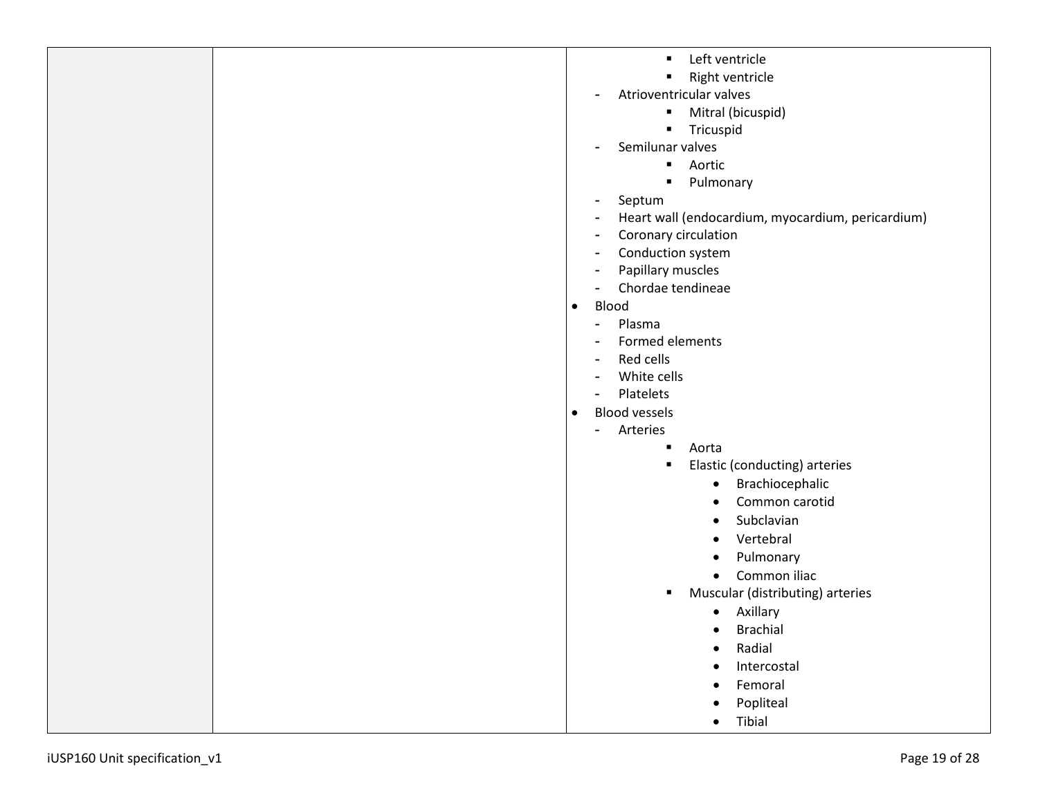| | | - Left ventricle<br>- Right ventricle<br>- Atrioventricular valves<br>  - Mitral (bicuspid)<br>  - Tricuspid<br>- Semilunar valves<br>  - Aortic<br>  - Pulmonary<br>- Septum<br>- Heart wall (endocardium, myocardium, pericardium)<br>- Coronary circulation<br>- Conduction system<br>- Papillary muscles<br>- Chordae tendineae<br>• Blood<br>- Plasma<br>- Formed elements<br>- Red cells<br>- White cells<br>- Platelets<br>• Blood vessels<br>- Arteries<br>  - Aorta<br>  - Elastic (conducting) arteries<br>    • Brachiocephalic<br>    • Common carotid<br>    • Subclavian<br>    • Vertebral<br>    • Pulmonary<br>    • Common iliac<br>  - Muscular (distributing) arteries<br>    • Axillary<br>    • Brachial<br>    • Radial<br>    • Intercostal<br>    • Femoral<br>    • Popliteal<br>    • Tibial |
|---|---|---|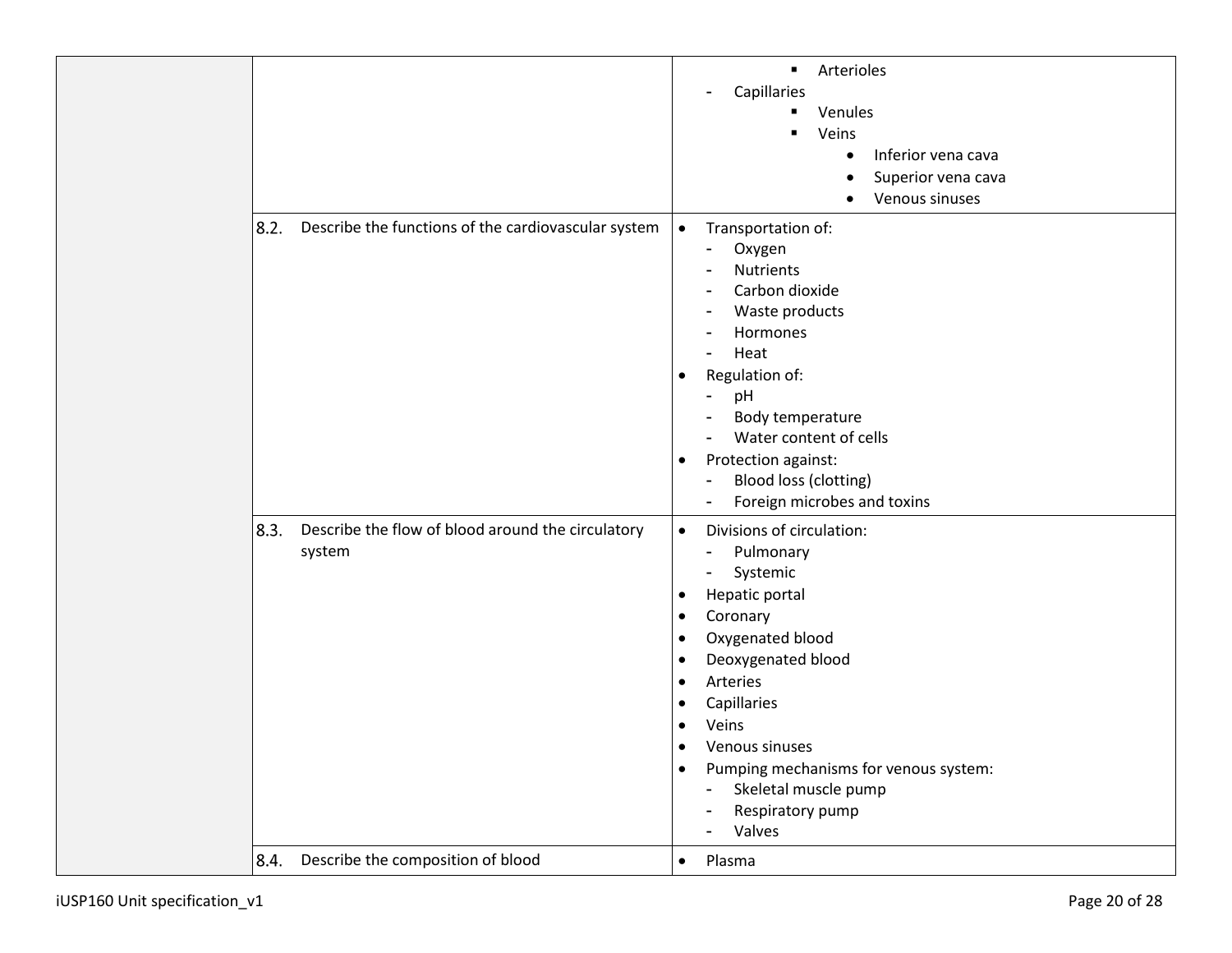| | | |
|---|---|---|
| | | ▪ Arterioles<br>- Capillaries<br>▪ Venules<br>▪ Veins<br>• Inferior vena cava<br>• Superior vena cava<br>• Venous sinuses |
| | 8.2. Describe the functions of the cardiovascular system | • Transportation of:<br>- Oxygen<br>- Nutrients<br>- Carbon dioxide<br>- Waste products<br>- Hormones<br>- Heat<br>• Regulation of:<br>- pH<br>- Body temperature<br>- Water content of cells<br>• Protection against:<br>- Blood loss (clotting)<br>- Foreign microbes and toxins |
| | 8.3. Describe the flow of blood around the circulatory system | • Divisions of circulation:<br>- Pulmonary<br>- Systemic<br>• Hepatic portal<br>• Coronary<br>• Oxygenated blood<br>• Deoxygenated blood<br>• Arteries<br>• Capillaries<br>• Veins<br>• Venous sinuses<br>• Pumping mechanisms for venous system:<br>- Skeletal muscle pump<br>- Respiratory pump<br>- Valves |
| | 8.4. Describe the composition of blood | • Plasma |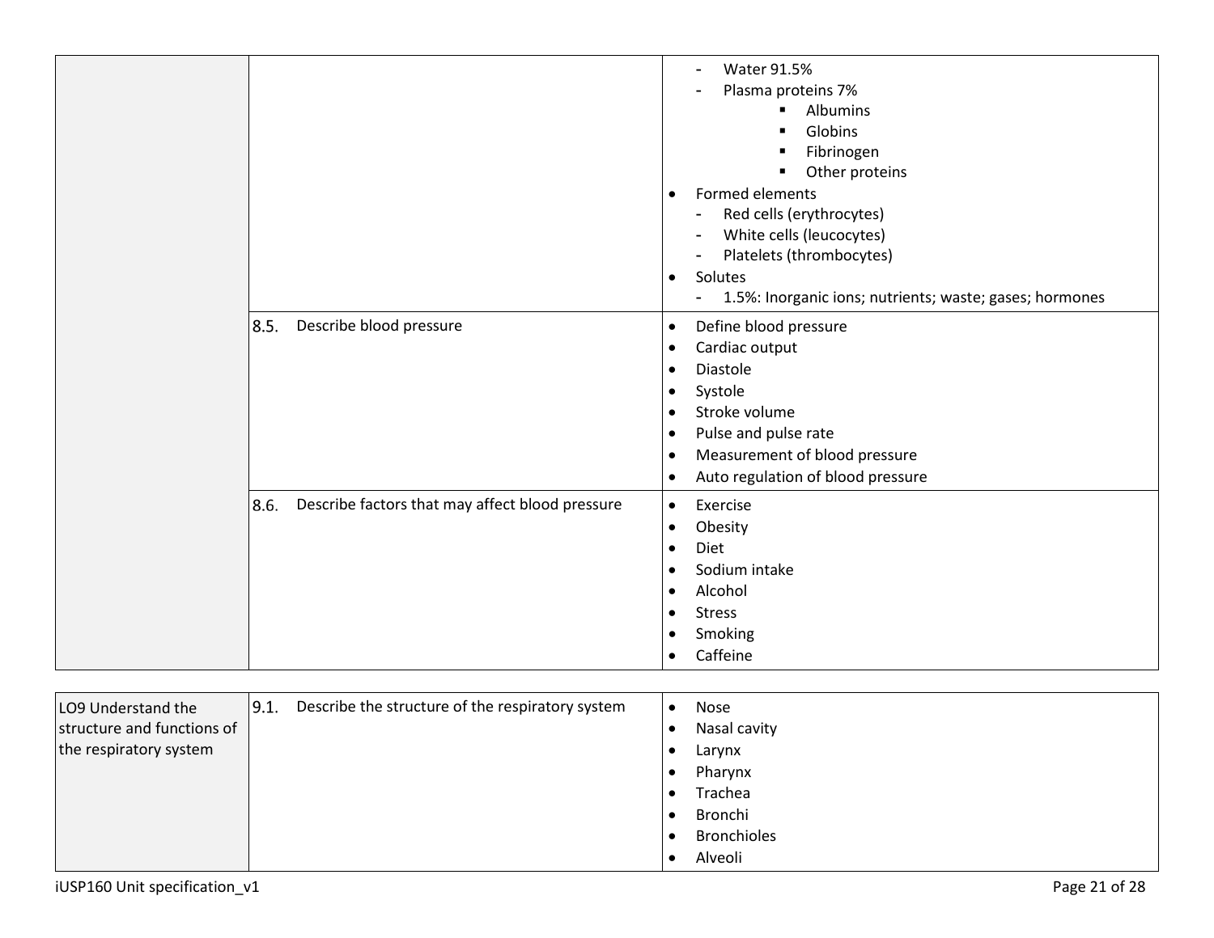| | | |
|---|---|---|
| | | - Water 91.5%<br>- Plasma proteins 7%<br>&nbsp;&nbsp;&nbsp;&nbsp;▪ Albumins<br>&nbsp;&nbsp;&nbsp;&nbsp;▪ Globins<br>&nbsp;&nbsp;&nbsp;&nbsp;▪ Fibrinogen<br>&nbsp;&nbsp;&nbsp;&nbsp;▪ Other proteins<br>• Formed elements<br>&nbsp;&nbsp;- Red cells (erythrocytes)<br>&nbsp;&nbsp;- White cells (leucocytes)<br>&nbsp;&nbsp;- Platelets (thrombocytes)<br>• Solutes<br>&nbsp;&nbsp;- 1.5%: Inorganic ions; nutrients; waste; gases; hormones |
| | 8.5. Describe blood pressure | • Define blood pressure<br>• Cardiac output<br>• Diastole<br>• Systole<br>• Stroke volume<br>• Pulse and pulse rate<br>• Measurement of blood pressure<br>• Auto regulation of blood pressure |
| | 8.6. Describe factors that may affect blood pressure | • Exercise<br>• Obesity<br>• Diet<br>• Sodium intake<br>• Alcohol<br>• Stress<br>• Smoking<br>• Caffeine |

| | | |
|---|---|---|
| LO9 Understand the structure and functions of the respiratory system | 9.1. Describe the structure of the respiratory system | • Nose<br>• Nasal cavity<br>• Larynx<br>• Pharynx<br>• Trachea<br>• Bronchi<br>• Bronchioles<br>• Alveoli |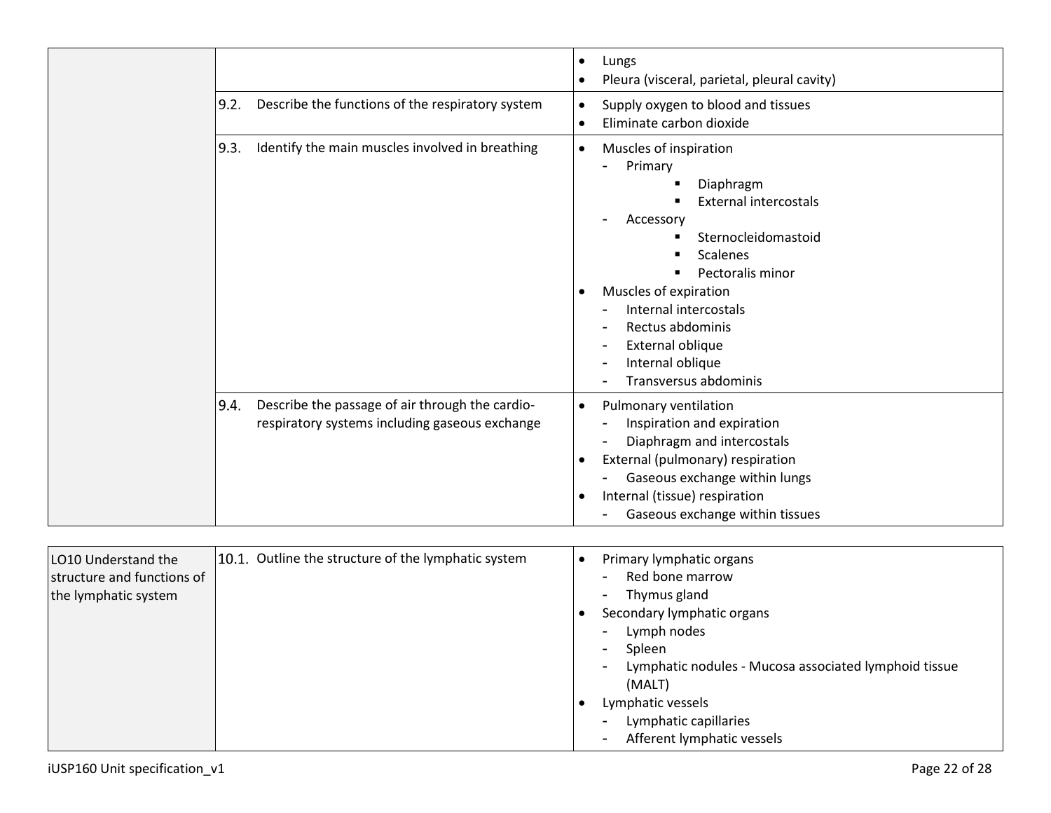| | | |
|---|---|---|
| | | • Lungs<br>• Pleura (visceral, parietal, pleural cavity) |
| | 9.2. Describe the functions of the respiratory system | • Supply oxygen to blood and tissues<br>• Eliminate carbon dioxide |
| | 9.3. Identify the main muscles involved in breathing | • Muscles of inspiration<br>- Primary<br>▪ Diaphragm<br>▪ External intercostals<br>- Accessory<br>▪ Sternocleidomastoid<br>▪ Scalenes<br>▪ Pectoralis minor<br>• Muscles of expiration<br>- Internal intercostals<br>- Rectus abdominis<br>- External oblique<br>- Internal oblique<br>- Transversus abdominis |
| | 9.4. Describe the passage of air through the cardio-respiratory systems including gaseous exchange | • Pulmonary ventilation<br>- Inspiration and expiration<br>- Diaphragm and intercostals<br>• External (pulmonary) respiration<br>- Gaseous exchange within lungs<br>• Internal (tissue) respiration<br>- Gaseous exchange within tissues |

| | | |
|---|---|---|
| LO10 Understand the structure and functions of the lymphatic system | 10.1. Outline the structure of the lymphatic system | • Primary lymphatic organs<br>- Red bone marrow<br>- Thymus gland<br>• Secondary lymphatic organs<br>- Lymph nodes<br>- Spleen<br>- Lymphatic nodules - Mucosa associated lymphoid tissue (MALT)<br>• Lymphatic vessels<br>- Lymphatic capillaries<br>- Afferent lymphatic vessels |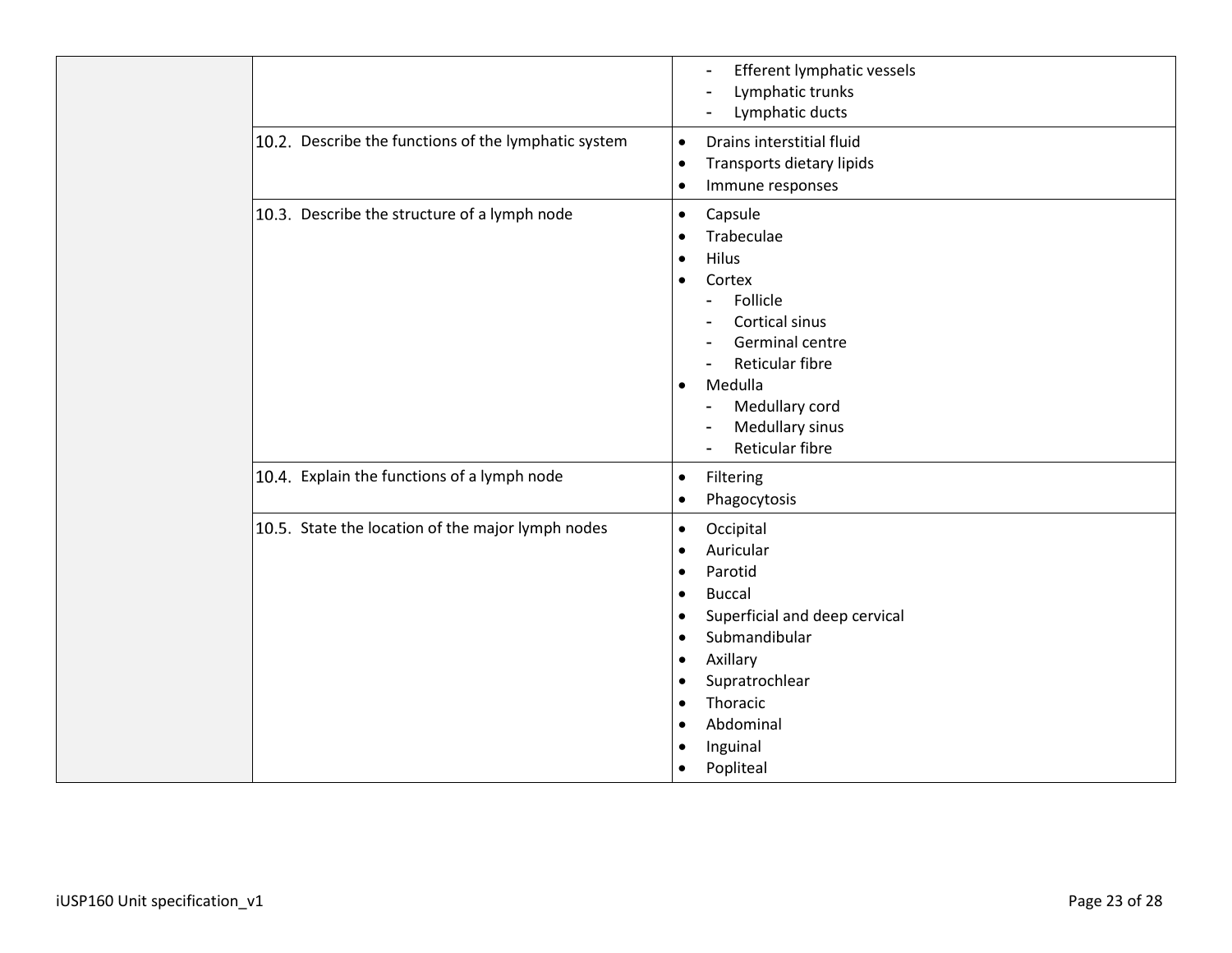| | | |
|---|---|---|
| | | - Efferent lymphatic vessels<br>- Lymphatic trunks<br>- Lymphatic ducts |
| | 10.2. Describe the functions of the lymphatic system | • Drains interstitial fluid<br>• Transports dietary lipids<br>• Immune responses |
| | 10.3. Describe the structure of a lymph node | • Capsule<br>• Trabeculae<br>• Hilus<br>• Cortex<br>- Follicle<br>- Cortical sinus<br>- Germinal centre<br>- Reticular fibre<br>• Medulla<br>- Medullary cord<br>- Medullary sinus<br>- Reticular fibre |
| | 10.4. Explain the functions of a lymph node | • Filtering<br>• Phagocytosis |
| | 10.5. State the location of the major lymph nodes | • Occipital<br>• Auricular<br>• Parotid<br>• Buccal<br>• Superficial and deep cervical<br>• Submandibular<br>• Axillary<br>• Supratrochlear<br>• Thoracic<br>• Abdominal<br>• Inguinal<br>• Popliteal |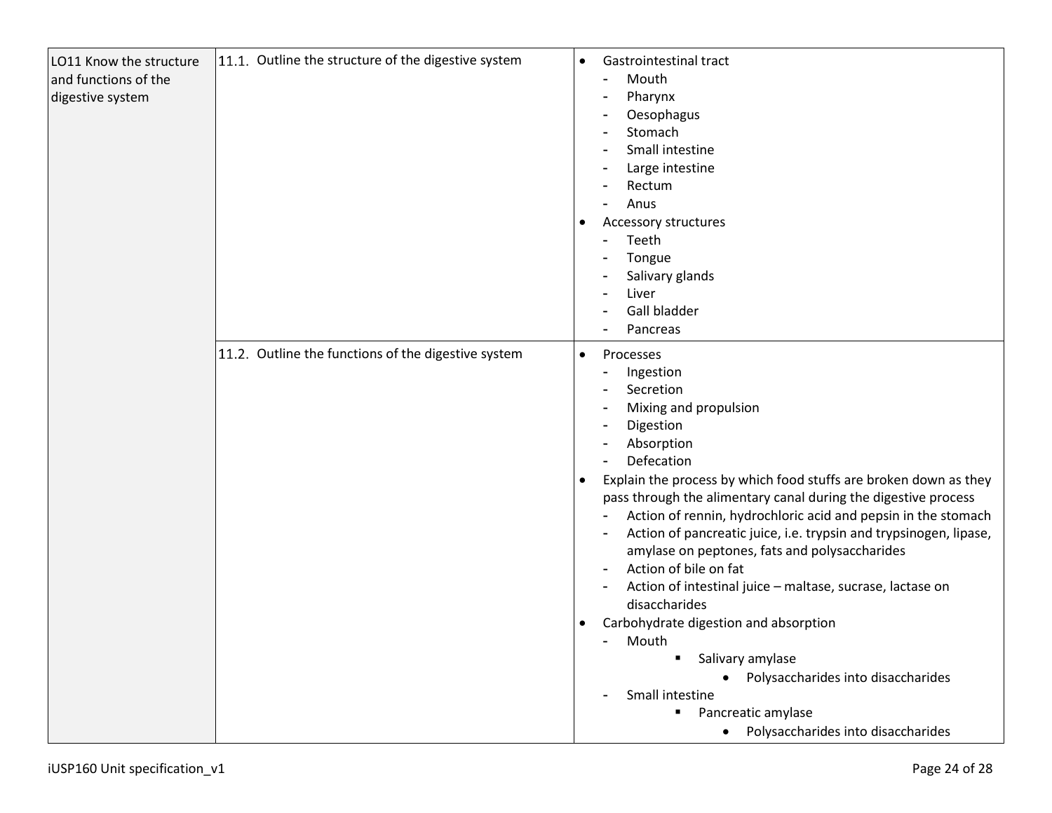| | | |
|---|---|---|
| LO11 Know the structure and functions of the digestive system | 11.1. Outline the structure of the digestive system | • Gastrointestinal tract<br>- Mouth<br>- Pharynx<br>- Oesophagus<br>- Stomach<br>- Small intestine<br>- Large intestine<br>- Rectum<br>- Anus<br>• Accessory structures<br>- Teeth<br>- Tongue<br>- Salivary glands<br>- Liver<br>- Gall bladder<br>- Pancreas |
| | 11.2. Outline the functions of the digestive system | • Processes<br>- Ingestion<br>- Secretion<br>- Mixing and propulsion<br>- Digestion<br>- Absorption<br>- Defecation<br>• Explain the process by which food stuffs are broken down as they pass through the alimentary canal during the digestive process<br>- Action of rennin, hydrochloric acid and pepsin in the stomach<br>- Action of pancreatic juice, i.e. trypsin and trypsinogen, lipase, amylase on peptones, fats and polysaccharides<br>- Action of bile on fat<br>- Action of intestinal juice – maltase, sucrase, lactase on disaccharides<br>• Carbohydrate digestion and absorption<br>- Mouth<br>▪ Salivary amylase<br>• Polysaccharides into disaccharides<br>- Small intestine<br>▪ Pancreatic amylase<br>• Polysaccharides into disaccharides |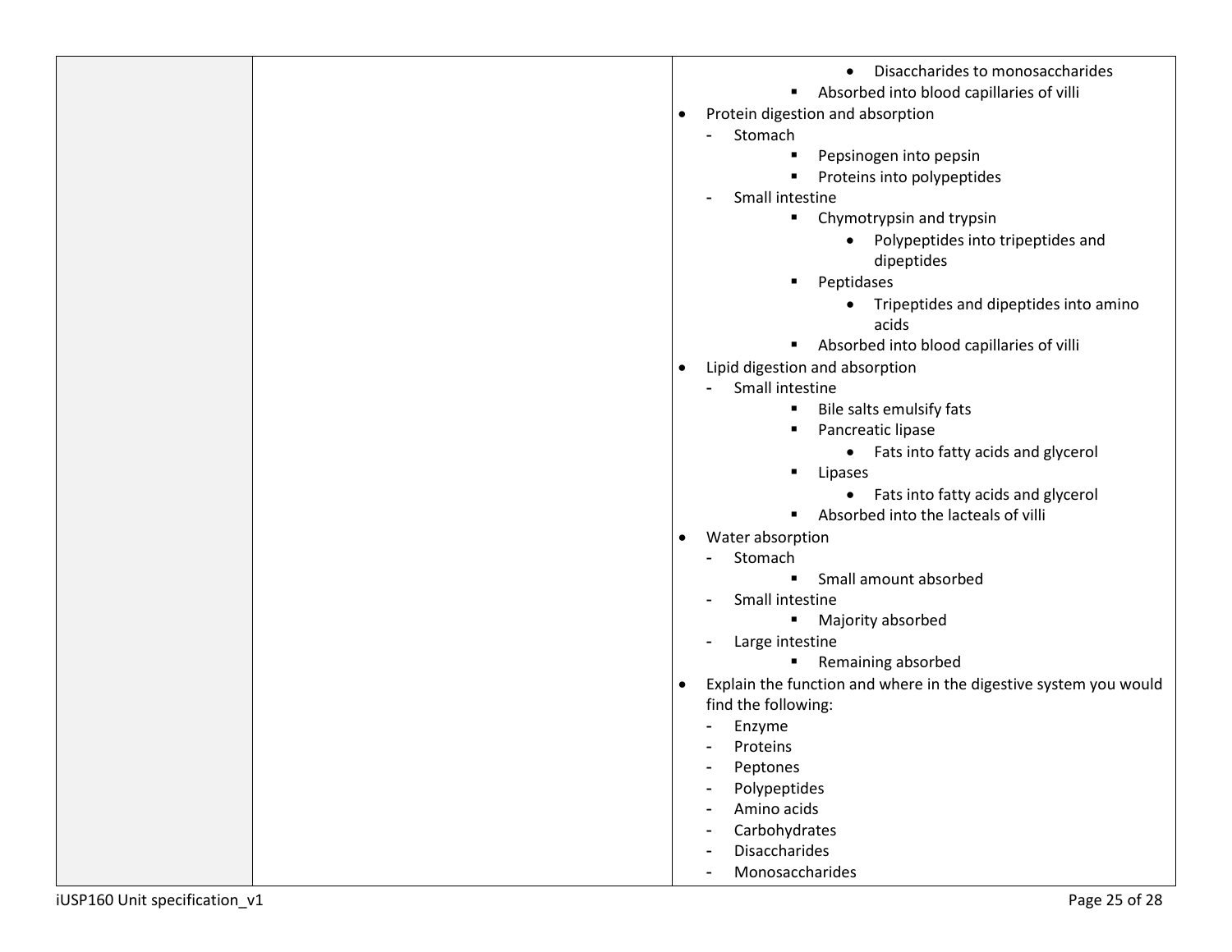| | | - Disaccharides to monosaccharides<br>- Absorbed into blood capillaries of villi<br>- Protein digestion and absorption<br>  - Stomach<br>    - Pepsinogen into pepsin<br>    - Proteins into polypeptides<br>  - Small intestine<br>    - Chymotrypsin and trypsin<br>      - Polypeptides into tripeptides and dipeptides<br>    - Peptidases<br>      - Tripeptides and dipeptides into amino acids<br>    - Absorbed into blood capillaries of villi<br>- Lipid digestion and absorption<br>  - Small intestine<br>    - Bile salts emulsify fats<br>    - Pancreatic lipase<br>      - Fats into fatty acids and glycerol<br>    - Lipases<br>      - Fats into fatty acids and glycerol<br>    - Absorbed into the lacteals of villi<br>- Water absorption<br>  - Stomach<br>    - Small amount absorbed<br>  - Small intestine<br>    - Majority absorbed<br>  - Large intestine<br>    - Remaining absorbed<br>- Explain the function and where in the digestive system you would find the following:<br>  - Enzyme<br>  - Proteins<br>  - Peptones<br>  - Polypeptides<br>  - Amino acids<br>  - Carbohydrates<br>  - Disaccharides<br>  - Monosaccharides |
|---|---|---|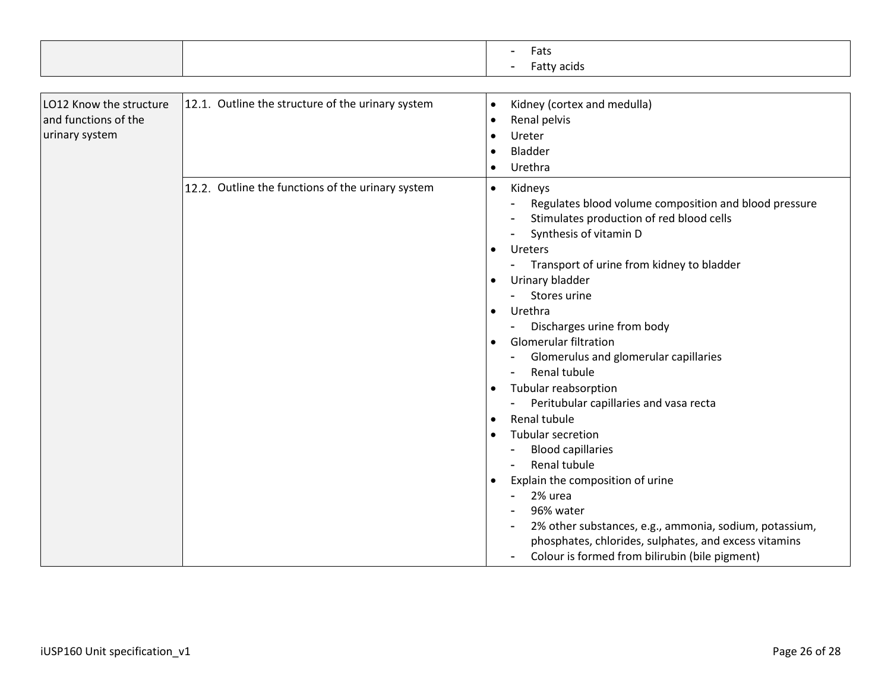| | | - Fats<br>- Fatty acids |
|---|---|---|

| | | |
|---|---|---|
| LO12 Know the structure and functions of the urinary system | 12.1. Outline the structure of the urinary system | • Kidney (cortex and medulla)<br>• Renal pelvis<br>• Ureter<br>• Bladder<br>• Urethra |
| | 12.2. Outline the functions of the urinary system | • Kidneys<br>- Regulates blood volume composition and blood pressure<br>- Stimulates production of red blood cells<br>- Synthesis of vitamin D<br>• Ureters<br>- Transport of urine from kidney to bladder<br>• Urinary bladder<br>- Stores urine<br>• Urethra<br>- Discharges urine from body<br>• Glomerular filtration<br>- Glomerulus and glomerular capillaries<br>- Renal tubule<br>• Tubular reabsorption<br>- Peritubular capillaries and vasa recta<br>• Renal tubule<br>• Tubular secretion<br>- Blood capillaries<br>- Renal tubule<br>• Explain the composition of urine<br>- 2% urea<br>- 96% water<br>- 2% other substances, e.g., ammonia, sodium, potassium, phosphates, chlorides, sulphates, and excess vitamins<br>- Colour is formed from bilirubin (bile pigment) |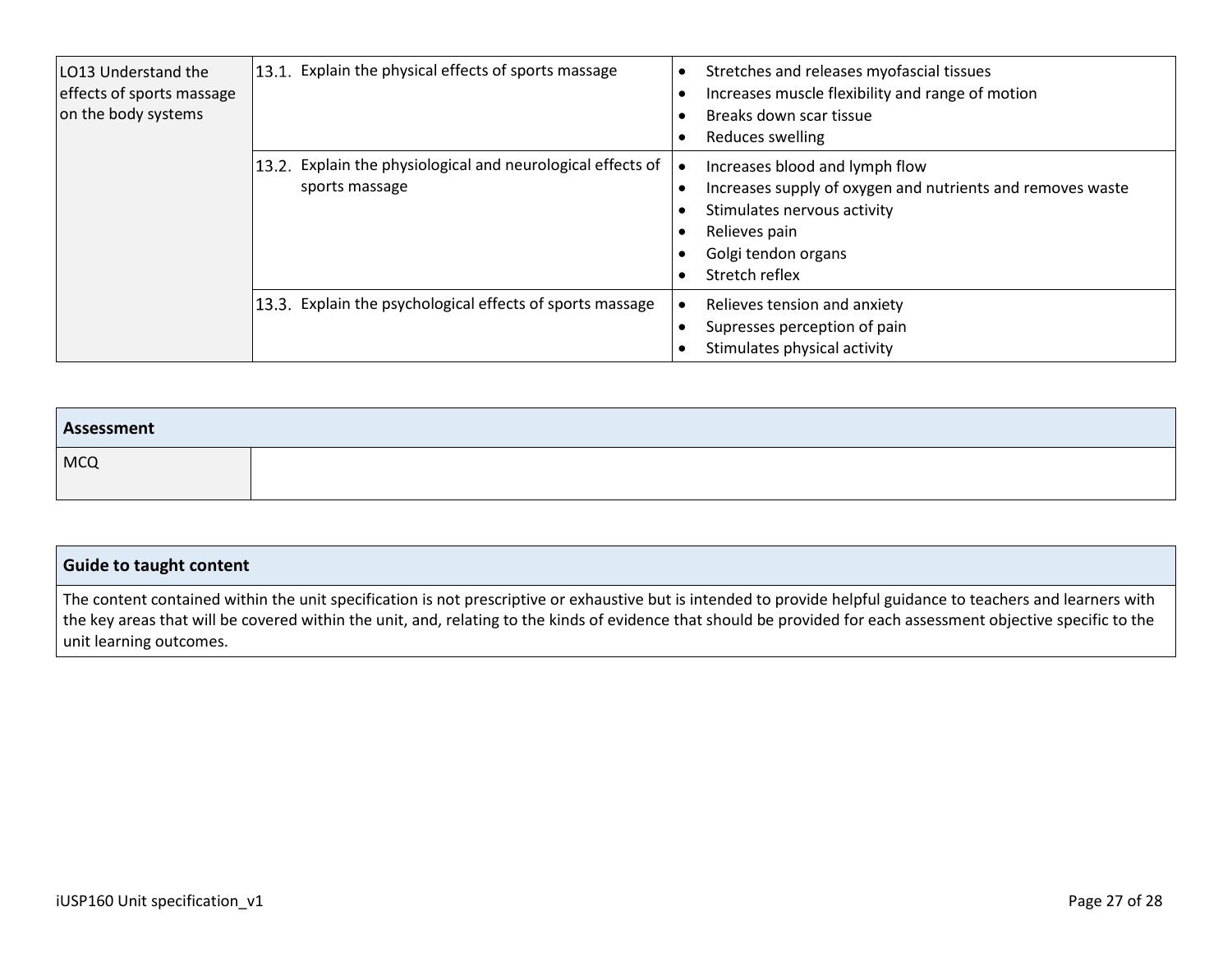| | | |
|---|---|---|
| LO13 Understand the effects of sports massage on the body systems | 13.1. Explain the physical effects of sports massage | • Stretches and releases myofascial tissues<br>• Increases muscle flexibility and range of motion<br>• Breaks down scar tissue<br>• Reduces swelling |
| | 13.2. Explain the physiological and neurological effects of sports massage | • Increases blood and lymph flow<br>• Increases supply of oxygen and nutrients and removes waste<br>• Stimulates nervous activity<br>• Relieves pain<br>• Golgi tendon organs<br>• Stretch reflex |
| | 13.3. Explain the psychological effects of sports massage | • Relieves tension and anxiety<br>• Supresses perception of pain<br>• Stimulates physical activity |

| **Assessment** | |
|---|---|
| MCQ | |

| **Guide to taught content** |
|---|
| The content contained within the unit specification is not prescriptive or exhaustive but is intended to provide helpful guidance to teachers and learners with the key areas that will be covered within the unit, and, relating to the kinds of evidence that should be provided for each assessment objective specific to the unit learning outcomes. |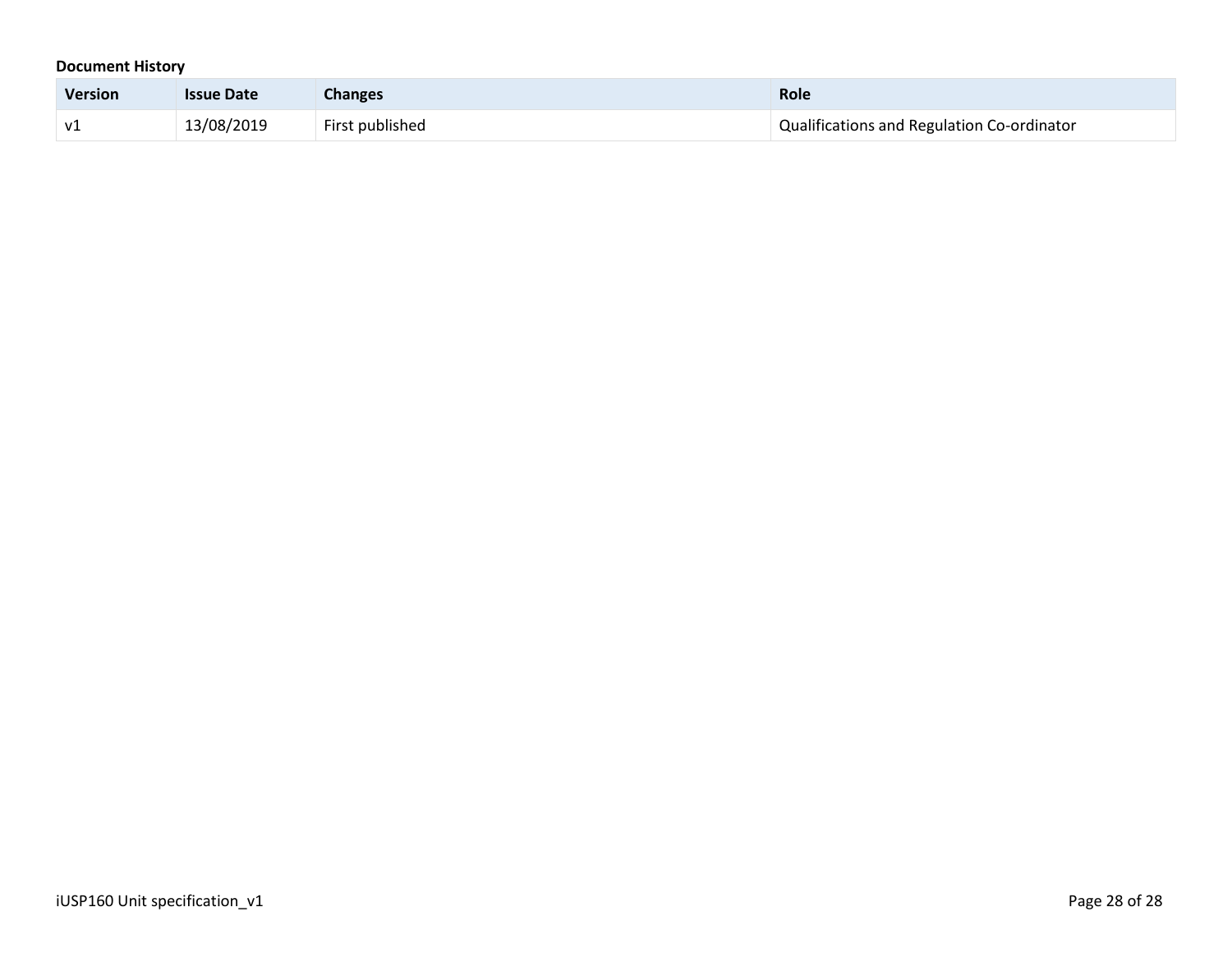**Document History**

| Version | Issue Date | Changes | Role |
|---|---|---|---|
| v1 | 13/08/2019 | First published | Qualifications and Regulation Co-ordinator |